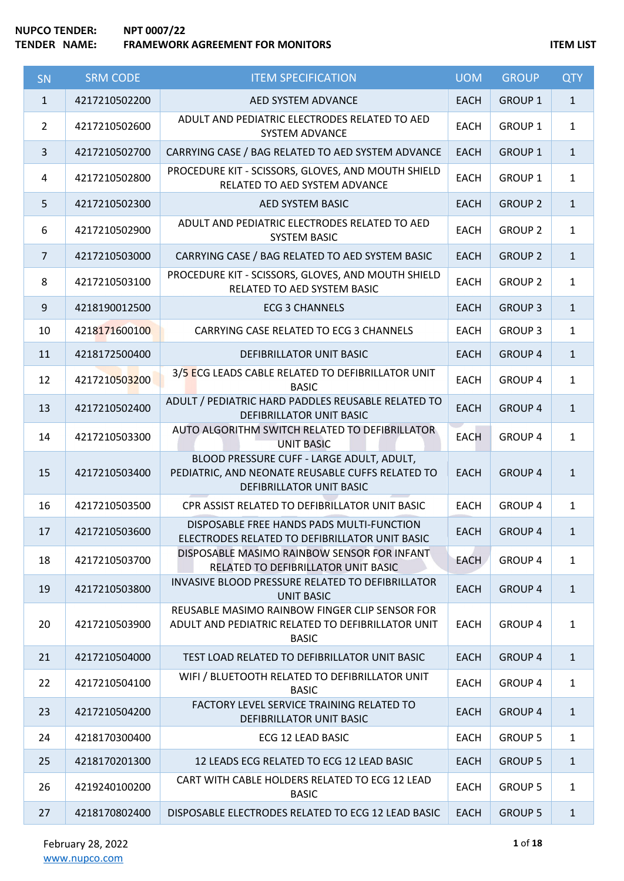**NUPCO TENDER:** NPT 0007/22
**TENDER NAME:** FRAMEWORK AGREEMENT FOR MONITORS

**ITEM LIST**

| SN | SRM CODE | ITEM SPECIFICATION | UOM | GROUP | QTY |
|---|---|---|---|---|---|
| 1 | 4217210502200 | AED SYSTEM ADVANCE | EACH | GROUP 1 | 1 |
| 2 | 4217210502600 | ADULT AND PEDIATRIC ELECTRODES RELATED TO AED SYSTEM ADVANCE | EACH | GROUP 1 | 1 |
| 3 | 4217210502700 | CARRYING CASE / BAG RELATED TO AED SYSTEM ADVANCE | EACH | GROUP 1 | 1 |
| 4 | 4217210502800 | PROCEDURE KIT - SCISSORS, GLOVES, AND MOUTH SHIELD RELATED TO AED SYSTEM ADVANCE | EACH | GROUP 1 | 1 |
| 5 | 4217210502300 | AED SYSTEM BASIC | EACH | GROUP 2 | 1 |
| 6 | 4217210502900 | ADULT AND PEDIATRIC ELECTRODES RELATED TO AED SYSTEM BASIC | EACH | GROUP 2 | 1 |
| 7 | 4217210503000 | CARRYING CASE / BAG RELATED TO AED SYSTEM BASIC | EACH | GROUP 2 | 1 |
| 8 | 4217210503100 | PROCEDURE KIT - SCISSORS, GLOVES, AND MOUTH SHIELD RELATED TO AED SYSTEM BASIC | EACH | GROUP 2 | 1 |
| 9 | 4218190012500 | ECG 3 CHANNELS | EACH | GROUP 3 | 1 |
| 10 | 4218171600100 | CARRYING CASE RELATED TO ECG 3 CHANNELS | EACH | GROUP 3 | 1 |
| 11 | 4218172500400 | DEFIBRILLATOR UNIT BASIC | EACH | GROUP 4 | 1 |
| 12 | 4217210503200 | 3/5 ECG LEADS CABLE RELATED TO DEFIBRILLATOR UNIT BASIC | EACH | GROUP 4 | 1 |
| 13 | 4217210502400 | ADULT / PEDIATRIC HARD PADDLES REUSABLE RELATED TO DEFIBRILLATOR UNIT BASIC | EACH | GROUP 4 | 1 |
| 14 | 4217210503300 | AUTO ALGORITHM SWITCH RELATED TO DEFIBRILLATOR UNIT BASIC | EACH | GROUP 4 | 1 |
| 15 | 4217210503400 | BLOOD PRESSURE CUFF - LARGE ADULT, ADULT, PEDIATRIC, AND NEONATE REUSABLE CUFFS RELATED TO DEFIBRILLATOR UNIT BASIC | EACH | GROUP 4 | 1 |
| 16 | 4217210503500 | CPR ASSIST RELATED TO DEFIBRILLATOR UNIT BASIC | EACH | GROUP 4 | 1 |
| 17 | 4217210503600 | DISPOSABLE FREE HANDS PADS MULTI-FUNCTION ELECTRODES RELATED TO DEFIBRILLATOR UNIT BASIC | EACH | GROUP 4 | 1 |
| 18 | 4217210503700 | DISPOSABLE MASIMO RAINBOW SENSOR FOR INFANT RELATED TO DEFIBRILLATOR UNIT BASIC | EACH | GROUP 4 | 1 |
| 19 | 4217210503800 | INVASIVE BLOOD PRESSURE RELATED TO DEFIBRILLATOR UNIT BASIC | EACH | GROUP 4 | 1 |
| 20 | 4217210503900 | REUSABLE MASIMO RAINBOW FINGER CLIP SENSOR FOR ADULT AND PEDIATRIC RELATED TO DEFIBRILLATOR UNIT BASIC | EACH | GROUP 4 | 1 |
| 21 | 4217210504000 | TEST LOAD RELATED TO DEFIBRILLATOR UNIT BASIC | EACH | GROUP 4 | 1 |
| 22 | 4217210504100 | WIFI / BLUETOOTH RELATED TO DEFIBRILLATOR UNIT BASIC | EACH | GROUP 4 | 1 |
| 23 | 4217210504200 | FACTORY LEVEL SERVICE TRAINING RELATED TO DEFIBRILLATOR UNIT BASIC | EACH | GROUP 4 | 1 |
| 24 | 4218170300400 | ECG 12 LEAD BASIC | EACH | GROUP 5 | 1 |
| 25 | 4218170201300 | 12 LEADS ECG RELATED TO ECG 12 LEAD BASIC | EACH | GROUP 5 | 1 |
| 26 | 4219240100200 | CART WITH CABLE HOLDERS RELATED TO ECG 12 LEAD BASIC | EACH | GROUP 5 | 1 |
| 27 | 4218170802400 | DISPOSABLE ELECTRODES RELATED TO ECG 12 LEAD BASIC | EACH | GROUP 5 | 1 |

February 28, 2022
www.nupco.com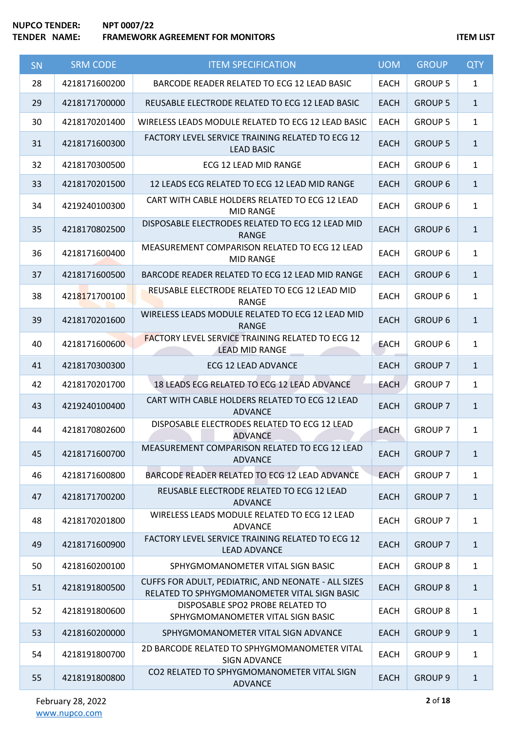**NUPCO TENDER:** NPT 0007/22
**TENDER NAME:** FRAMEWORK AGREEMENT FOR MONITORS

**ITEM LIST**

| SN | SRM CODE | ITEM SPECIFICATION | UOM | GROUP | QTY |
|---|---|---|---|---|---|
| 28 | 4218171600200 | BARCODE READER RELATED TO ECG 12 LEAD BASIC | EACH | GROUP 5 | 1 |
| 29 | 4218171700000 | REUSABLE ELECTRODE RELATED TO ECG 12 LEAD BASIC | EACH | GROUP 5 | 1 |
| 30 | 4218170201400 | WIRELESS LEADS MODULE RELATED TO ECG 12 LEAD BASIC | EACH | GROUP 5 | 1 |
| 31 | 4218171600300 | FACTORY LEVEL SERVICE TRAINING RELATED TO ECG 12 LEAD BASIC | EACH | GROUP 5 | 1 |
| 32 | 4218170300500 | ECG 12 LEAD MID RANGE | EACH | GROUP 6 | 1 |
| 33 | 4218170201500 | 12 LEADS ECG RELATED TO ECG 12 LEAD MID RANGE | EACH | GROUP 6 | 1 |
| 34 | 4219240100300 | CART WITH CABLE HOLDERS RELATED TO ECG 12 LEAD MID RANGE | EACH | GROUP 6 | 1 |
| 35 | 4218170802500 | DISPOSABLE ELECTRODES RELATED TO ECG 12 LEAD MID RANGE | EACH | GROUP 6 | 1 |
| 36 | 4218171600400 | MEASUREMENT COMPARISON RELATED TO ECG 12 LEAD MID RANGE | EACH | GROUP 6 | 1 |
| 37 | 4218171600500 | BARCODE READER RELATED TO ECG 12 LEAD MID RANGE | EACH | GROUP 6 | 1 |
| 38 | 4218171700100 | REUSABLE ELECTRODE RELATED TO ECG 12 LEAD MID RANGE | EACH | GROUP 6 | 1 |
| 39 | 4218170201600 | WIRELESS LEADS MODULE RELATED TO ECG 12 LEAD MID RANGE | EACH | GROUP 6 | 1 |
| 40 | 4218171600600 | FACTORY LEVEL SERVICE TRAINING RELATED TO ECG 12 LEAD MID RANGE | EACH | GROUP 6 | 1 |
| 41 | 4218170300300 | ECG 12 LEAD ADVANCE | EACH | GROUP 7 | 1 |
| 42 | 4218170201700 | 18 LEADS ECG RELATED TO ECG 12 LEAD ADVANCE | EACH | GROUP 7 | 1 |
| 43 | 4219240100400 | CART WITH CABLE HOLDERS RELATED TO ECG 12 LEAD ADVANCE | EACH | GROUP 7 | 1 |
| 44 | 4218170802600 | DISPOSABLE ELECTRODES RELATED TO ECG 12 LEAD ADVANCE | EACH | GROUP 7 | 1 |
| 45 | 4218171600700 | MEASUREMENT COMPARISON RELATED TO ECG 12 LEAD ADVANCE | EACH | GROUP 7 | 1 |
| 46 | 4218171600800 | BARCODE READER RELATED TO ECG 12 LEAD ADVANCE | EACH | GROUP 7 | 1 |
| 47 | 4218171700200 | REUSABLE ELECTRODE RELATED TO ECG 12 LEAD ADVANCE | EACH | GROUP 7 | 1 |
| 48 | 4218170201800 | WIRELESS LEADS MODULE RELATED TO ECG 12 LEAD ADVANCE | EACH | GROUP 7 | 1 |
| 49 | 4218171600900 | FACTORY LEVEL SERVICE TRAINING RELATED TO ECG 12 LEAD ADVANCE | EACH | GROUP 7 | 1 |
| 50 | 4218160200100 | SPHYGMOMANOMETER VITAL SIGN BASIC | EACH | GROUP 8 | 1 |
| 51 | 4218191800500 | CUFFS FOR ADULT, PEDIATRIC, AND NEONATE - ALL SIZES RELATED TO SPHYGMOMANOMETER VITAL SIGN BASIC | EACH | GROUP 8 | 1 |
| 52 | 4218191800600 | DISPOSABLE SPO2 PROBE RELATED TO SPHYGMOMANOMETER VITAL SIGN BASIC | EACH | GROUP 8 | 1 |
| 53 | 4218160200000 | SPHYGMOMANOMETER VITAL SIGN ADVANCE | EACH | GROUP 9 | 1 |
| 54 | 4218191800700 | 2D BARCODE RELATED TO SPHYGMOMANOMETER VITAL SIGN ADVANCE | EACH | GROUP 9 | 1 |
| 55 | 4218191800800 | CO2 RELATED TO SPHYGMOMANOMETER VITAL SIGN ADVANCE | EACH | GROUP 9 | 1 |

February 28, 2022
www.nupco.com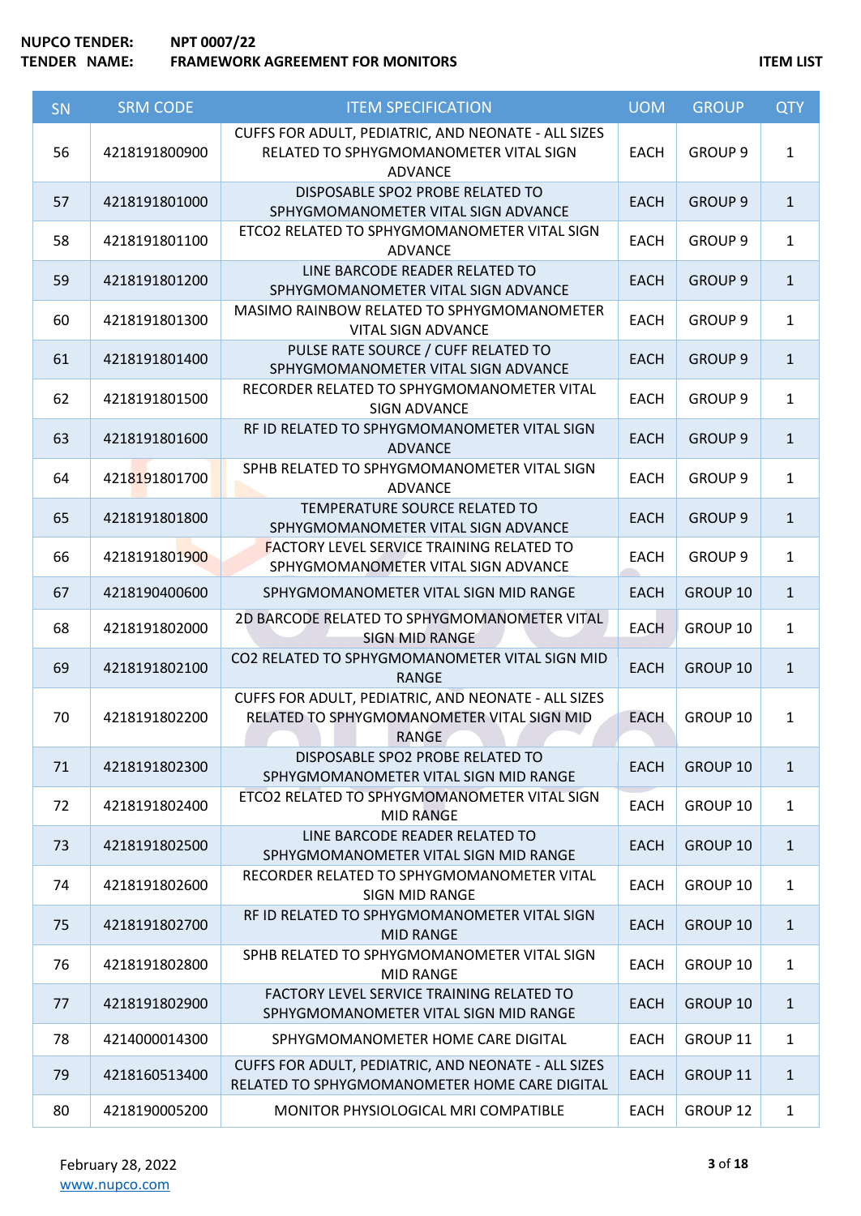**NUPCO TENDER:** NPT 0007/22
**TENDER NAME:** FRAMEWORK AGREEMENT FOR MONITORS

**ITEM LIST**

| SN | SRM CODE | ITEM SPECIFICATION | UOM | GROUP | QTY |
|---|---|---|---|---|---|
| 56 | 4218191800900 | CUFFS FOR ADULT, PEDIATRIC, AND NEONATE - ALL SIZES RELATED TO SPHYGMOMANOMETER VITAL SIGN ADVANCE | EACH | GROUP 9 | 1 |
| 57 | 4218191801000 | DISPOSABLE SPO2 PROBE RELATED TO SPHYGMOMANOMETER VITAL SIGN ADVANCE | EACH | GROUP 9 | 1 |
| 58 | 4218191801100 | ETCO2 RELATED TO SPHYGMOMANOMETER VITAL SIGN ADVANCE | EACH | GROUP 9 | 1 |
| 59 | 4218191801200 | LINE BARCODE READER RELATED TO SPHYGMOMANOMETER VITAL SIGN ADVANCE | EACH | GROUP 9 | 1 |
| 60 | 4218191801300 | MASIMO RAINBOW RELATED TO SPHYGMOMANOMETER VITAL SIGN ADVANCE | EACH | GROUP 9 | 1 |
| 61 | 4218191801400 | PULSE RATE SOURCE / CUFF RELATED TO SPHYGMOMANOMETER VITAL SIGN ADVANCE | EACH | GROUP 9 | 1 |
| 62 | 4218191801500 | RECORDER RELATED TO SPHYGMOMANOMETER VITAL SIGN ADVANCE | EACH | GROUP 9 | 1 |
| 63 | 4218191801600 | RF ID RELATED TO SPHYGMOMANOMETER VITAL SIGN ADVANCE | EACH | GROUP 9 | 1 |
| 64 | 4218191801700 | SPHB RELATED TO SPHYGMOMANOMETER VITAL SIGN ADVANCE | EACH | GROUP 9 | 1 |
| 65 | 4218191801800 | TEMPERATURE SOURCE RELATED TO SPHYGMOMANOMETER VITAL SIGN ADVANCE | EACH | GROUP 9 | 1 |
| 66 | 4218191801900 | FACTORY LEVEL SERVICE TRAINING RELATED TO SPHYGMOMANOMETER VITAL SIGN ADVANCE | EACH | GROUP 9 | 1 |
| 67 | 4218190400600 | SPHYGMOMANOMETER VITAL SIGN MID RANGE | EACH | GROUP 10 | 1 |
| 68 | 4218191802000 | 2D BARCODE RELATED TO SPHYGMOMANOMETER VITAL SIGN MID RANGE | EACH | GROUP 10 | 1 |
| 69 | 4218191802100 | CO2 RELATED TO SPHYGMOMANOMETER VITAL SIGN MID RANGE | EACH | GROUP 10 | 1 |
| 70 | 4218191802200 | CUFFS FOR ADULT, PEDIATRIC, AND NEONATE - ALL SIZES RELATED TO SPHYGMOMANOMETER VITAL SIGN MID RANGE | EACH | GROUP 10 | 1 |
| 71 | 4218191802300 | DISPOSABLE SPO2 PROBE RELATED TO SPHYGMOMANOMETER VITAL SIGN MID RANGE | EACH | GROUP 10 | 1 |
| 72 | 4218191802400 | ETCO2 RELATED TO SPHYGMOMANOMETER VITAL SIGN MID RANGE | EACH | GROUP 10 | 1 |
| 73 | 4218191802500 | LINE BARCODE READER RELATED TO SPHYGMOMANOMETER VITAL SIGN MID RANGE | EACH | GROUP 10 | 1 |
| 74 | 4218191802600 | RECORDER RELATED TO SPHYGMOMANOMETER VITAL SIGN MID RANGE | EACH | GROUP 10 | 1 |
| 75 | 4218191802700 | RF ID RELATED TO SPHYGMOMANOMETER VITAL SIGN MID RANGE | EACH | GROUP 10 | 1 |
| 76 | 4218191802800 | SPHB RELATED TO SPHYGMOMANOMETER VITAL SIGN MID RANGE | EACH | GROUP 10 | 1 |
| 77 | 4218191802900 | FACTORY LEVEL SERVICE TRAINING RELATED TO SPHYGMOMANOMETER VITAL SIGN MID RANGE | EACH | GROUP 10 | 1 |
| 78 | 4214000014300 | SPHYGMOMANOMETER HOME CARE DIGITAL | EACH | GROUP 11 | 1 |
| 79 | 4218160513400 | CUFFS FOR ADULT, PEDIATRIC, AND NEONATE - ALL SIZES RELATED TO SPHYGMOMANOMETER HOME CARE DIGITAL | EACH | GROUP 11 | 1 |
| 80 | 4218190005200 | MONITOR PHYSIOLOGICAL MRI COMPATIBLE | EACH | GROUP 12 | 1 |

February 28, 2022
www.nupco.com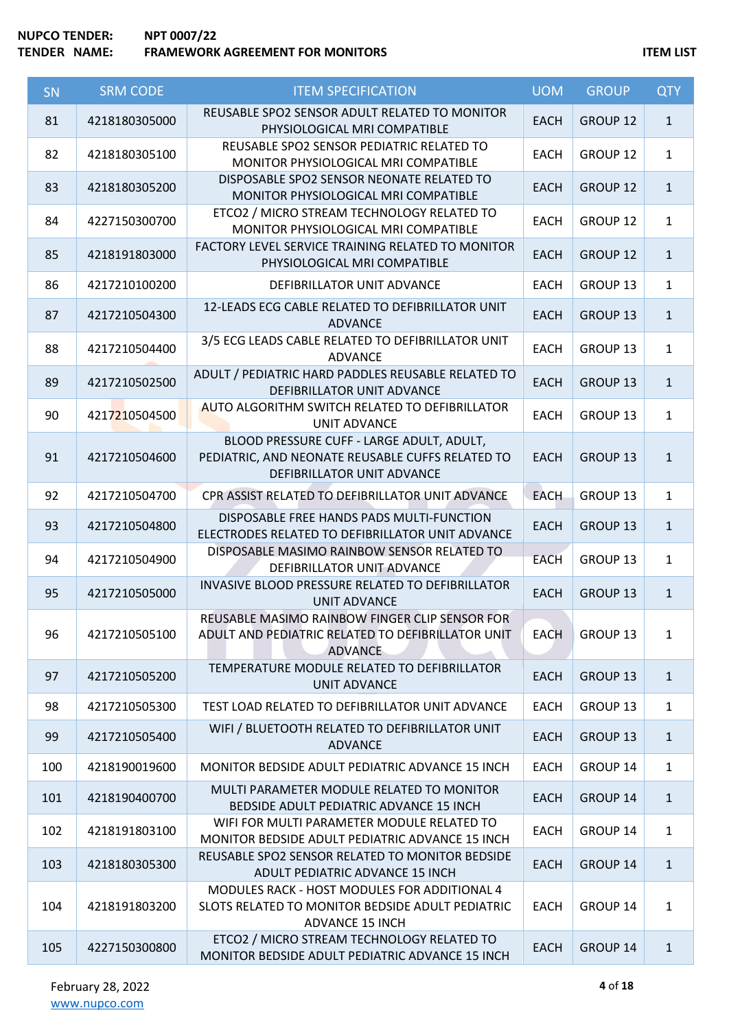| SN | SRM CODE | ITEM SPECIFICATION | UOM | GROUP | QTY |
|---|---|---|---|---|---|
| 81 | 4218180305000 | REUSABLE SPO2 SENSOR ADULT RELATED TO MONITOR PHYSIOLOGICAL MRI COMPATIBLE | EACH | GROUP 12 | 1 |
| 82 | 4218180305100 | REUSABLE SPO2 SENSOR PEDIATRIC RELATED TO MONITOR PHYSIOLOGICAL MRI COMPATIBLE | EACH | GROUP 12 | 1 |
| 83 | 4218180305200 | DISPOSABLE SPO2 SENSOR NEONATE RELATED TO MONITOR PHYSIOLOGICAL MRI COMPATIBLE | EACH | GROUP 12 | 1 |
| 84 | 4227150300700 | ETCO2 / MICRO STREAM TECHNOLOGY RELATED TO MONITOR PHYSIOLOGICAL MRI COMPATIBLE | EACH | GROUP 12 | 1 |
| 85 | 4218191803000 | FACTORY LEVEL SERVICE TRAINING RELATED TO MONITOR PHYSIOLOGICAL MRI COMPATIBLE | EACH | GROUP 12 | 1 |
| 86 | 4217210100200 | DEFIBRILLATOR UNIT ADVANCE | EACH | GROUP 13 | 1 |
| 87 | 4217210504300 | 12-LEADS ECG CABLE RELATED TO DEFIBRILLATOR UNIT ADVANCE | EACH | GROUP 13 | 1 |
| 88 | 4217210504400 | 3/5 ECG LEADS CABLE RELATED TO DEFIBRILLATOR UNIT ADVANCE | EACH | GROUP 13 | 1 |
| 89 | 4217210502500 | ADULT / PEDIATRIC HARD PADDLES REUSABLE RELATED TO DEFIBRILLATOR UNIT ADVANCE | EACH | GROUP 13 | 1 |
| 90 | 4217210504500 | AUTO ALGORITHM SWITCH RELATED TO DEFIBRILLATOR UNIT ADVANCE | EACH | GROUP 13 | 1 |
| 91 | 4217210504600 | BLOOD PRESSURE CUFF - LARGE ADULT, ADULT, PEDIATRIC, AND NEONATE REUSABLE CUFFS RELATED TO DEFIBRILLATOR UNIT ADVANCE | EACH | GROUP 13 | 1 |
| 92 | 4217210504700 | CPR ASSIST RELATED TO DEFIBRILLATOR UNIT ADVANCE | EACH | GROUP 13 | 1 |
| 93 | 4217210504800 | DISPOSABLE FREE HANDS PADS MULTI-FUNCTION ELECTRODES RELATED TO DEFIBRILLATOR UNIT ADVANCE | EACH | GROUP 13 | 1 |
| 94 | 4217210504900 | DISPOSABLE MASIMO RAINBOW SENSOR RELATED TO DEFIBRILLATOR UNIT ADVANCE | EACH | GROUP 13 | 1 |
| 95 | 4217210505000 | INVASIVE BLOOD PRESSURE RELATED TO DEFIBRILLATOR UNIT ADVANCE | EACH | GROUP 13 | 1 |
| 96 | 4217210505100 | REUSABLE MASIMO RAINBOW FINGER CLIP SENSOR FOR ADULT AND PEDIATRIC RELATED TO DEFIBRILLATOR UNIT ADVANCE | EACH | GROUP 13 | 1 |
| 97 | 4217210505200 | TEMPERATURE MODULE RELATED TO DEFIBRILLATOR UNIT ADVANCE | EACH | GROUP 13 | 1 |
| 98 | 4217210505300 | TEST LOAD RELATED TO DEFIBRILLATOR UNIT ADVANCE | EACH | GROUP 13 | 1 |
| 99 | 4217210505400 | WIFI / BLUETOOTH RELATED TO DEFIBRILLATOR UNIT ADVANCE | EACH | GROUP 13 | 1 |
| 100 | 4218190019600 | MONITOR BEDSIDE ADULT PEDIATRIC ADVANCE 15 INCH | EACH | GROUP 14 | 1 |
| 101 | 4218190400700 | MULTI PARAMETER MODULE RELATED TO MONITOR BEDSIDE ADULT PEDIATRIC ADVANCE 15 INCH | EACH | GROUP 14 | 1 |
| 102 | 4218191803100 | WIFI FOR MULTI PARAMETER MODULE RELATED TO MONITOR BEDSIDE ADULT PEDIATRIC ADVANCE 15 INCH | EACH | GROUP 14 | 1 |
| 103 | 4218180305300 | REUSABLE SPO2 SENSOR RELATED TO MONITOR BEDSIDE ADULT PEDIATRIC ADVANCE 15 INCH | EACH | GROUP 14 | 1 |
| 104 | 4218191803200 | MODULES RACK - HOST MODULES FOR ADDITIONAL 4 SLOTS RELATED TO MONITOR BEDSIDE ADULT PEDIATRIC ADVANCE 15 INCH | EACH | GROUP 14 | 1 |
| 105 | 4227150300800 | ETCO2 / MICRO STREAM TECHNOLOGY RELATED TO MONITOR BEDSIDE ADULT PEDIATRIC ADVANCE 15 INCH | EACH | GROUP 14 | 1 |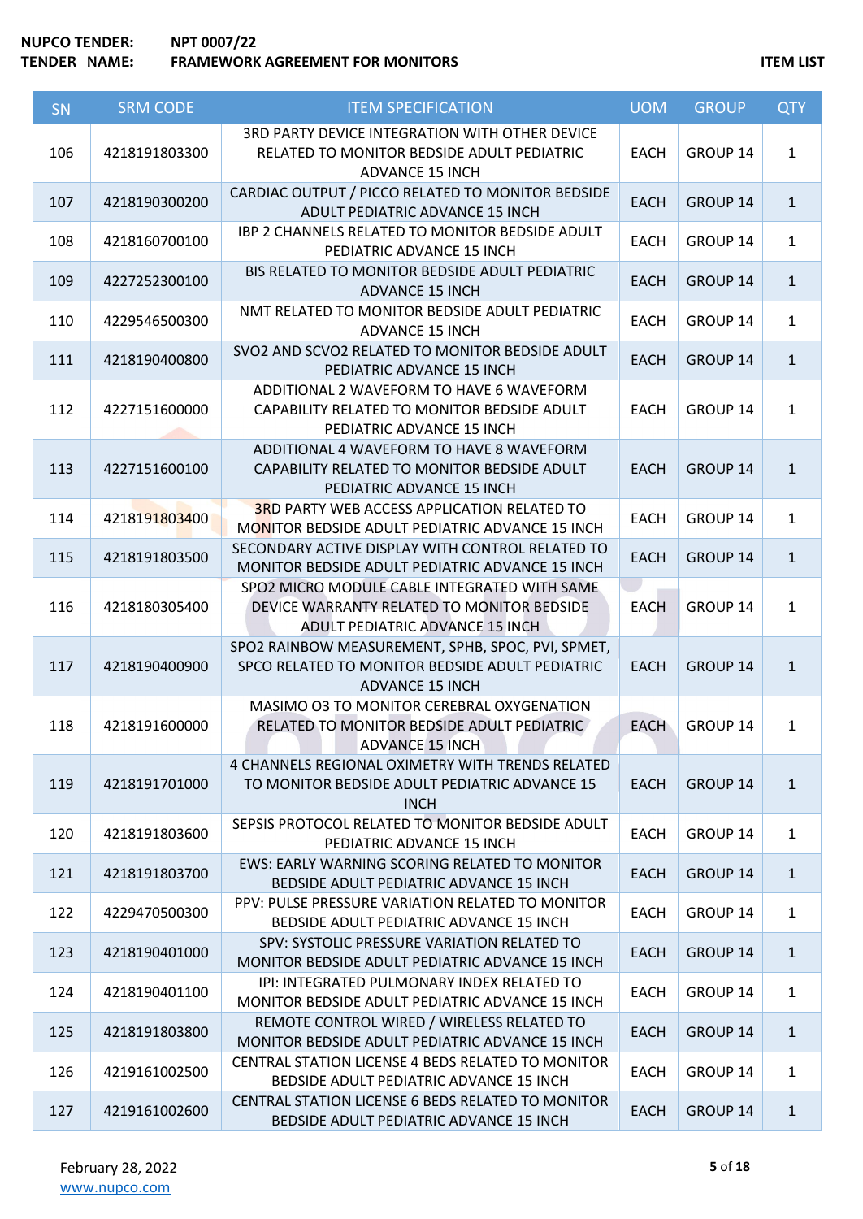**NUPCO TENDER:** NPT 0007/22
**TENDER NAME:** FRAMEWORK AGREEMENT FOR MONITORS **ITEM LIST**

| SN | SRM CODE | ITEM SPECIFICATION | UOM | GROUP | QTY |
|---|---|---|---|---|---|
| 106 | 4218191803300 | 3RD PARTY DEVICE INTEGRATION WITH OTHER DEVICE RELATED TO MONITOR BEDSIDE ADULT PEDIATRIC ADVANCE 15 INCH | EACH | GROUP 14 | 1 |
| 107 | 4218190300200 | CARDIAC OUTPUT / PICCO RELATED TO MONITOR BEDSIDE ADULT PEDIATRIC ADVANCE 15 INCH | EACH | GROUP 14 | 1 |
| 108 | 4218160700100 | IBP 2 CHANNELS RELATED TO MONITOR BEDSIDE ADULT PEDIATRIC ADVANCE 15 INCH | EACH | GROUP 14 | 1 |
| 109 | 4227252300100 | BIS RELATED TO MONITOR BEDSIDE ADULT PEDIATRIC ADVANCE 15 INCH | EACH | GROUP 14 | 1 |
| 110 | 4229546500300 | NMT RELATED TO MONITOR BEDSIDE ADULT PEDIATRIC ADVANCE 15 INCH | EACH | GROUP 14 | 1 |
| 111 | 4218190400800 | SVO2 AND SCVO2 RELATED TO MONITOR BEDSIDE ADULT PEDIATRIC ADVANCE 15 INCH | EACH | GROUP 14 | 1 |
| 112 | 4227151600000 | ADDITIONAL 2 WAVEFORM TO HAVE 6 WAVEFORM CAPABILITY RELATED TO MONITOR BEDSIDE ADULT PEDIATRIC ADVANCE 15 INCH | EACH | GROUP 14 | 1 |
| 113 | 4227151600100 | ADDITIONAL 4 WAVEFORM TO HAVE 8 WAVEFORM CAPABILITY RELATED TO MONITOR BEDSIDE ADULT PEDIATRIC ADVANCE 15 INCH | EACH | GROUP 14 | 1 |
| 114 | 4218191803400 | 3RD PARTY WEB ACCESS APPLICATION RELATED TO MONITOR BEDSIDE ADULT PEDIATRIC ADVANCE 15 INCH | EACH | GROUP 14 | 1 |
| 115 | 4218191803500 | SECONDARY ACTIVE DISPLAY WITH CONTROL RELATED TO MONITOR BEDSIDE ADULT PEDIATRIC ADVANCE 15 INCH | EACH | GROUP 14 | 1 |
| 116 | 4218180305400 | SPO2 MICRO MODULE CABLE INTEGRATED WITH SAME DEVICE WARRANTY RELATED TO MONITOR BEDSIDE ADULT PEDIATRIC ADVANCE 15 INCH | EACH | GROUP 14 | 1 |
| 117 | 4218190400900 | SPO2 RAINBOW MEASUREMENT, SPHB, SPOC, PVI, SPMET, SPCO RELATED TO MONITOR BEDSIDE ADULT PEDIATRIC ADVANCE 15 INCH | EACH | GROUP 14 | 1 |
| 118 | 4218191600000 | MASIMO O3 TO MONITOR CEREBRAL OXYGENATION RELATED TO MONITOR BEDSIDE ADULT PEDIATRIC ADVANCE 15 INCH | EACH | GROUP 14 | 1 |
| 119 | 4218191701000 | 4 CHANNELS REGIONAL OXIMETRY WITH TRENDS RELATED TO MONITOR BEDSIDE ADULT PEDIATRIC ADVANCE 15 INCH | EACH | GROUP 14 | 1 |
| 120 | 4218191803600 | SEPSIS PROTOCOL RELATED TO MONITOR BEDSIDE ADULT PEDIATRIC ADVANCE 15 INCH | EACH | GROUP 14 | 1 |
| 121 | 4218191803700 | EWS: EARLY WARNING SCORING RELATED TO MONITOR BEDSIDE ADULT PEDIATRIC ADVANCE 15 INCH | EACH | GROUP 14 | 1 |
| 122 | 4229470500300 | PPV: PULSE PRESSURE VARIATION RELATED TO MONITOR BEDSIDE ADULT PEDIATRIC ADVANCE 15 INCH | EACH | GROUP 14 | 1 |
| 123 | 4218190401000 | SPV: SYSTOLIC PRESSURE VARIATION RELATED TO MONITOR BEDSIDE ADULT PEDIATRIC ADVANCE 15 INCH | EACH | GROUP 14 | 1 |
| 124 | 4218190401100 | IPI: INTEGRATED PULMONARY INDEX RELATED TO MONITOR BEDSIDE ADULT PEDIATRIC ADVANCE 15 INCH | EACH | GROUP 14 | 1 |
| 125 | 4218191803800 | REMOTE CONTROL WIRED / WIRELESS RELATED TO MONITOR BEDSIDE ADULT PEDIATRIC ADVANCE 15 INCH | EACH | GROUP 14 | 1 |
| 126 | 4219161002500 | CENTRAL STATION LICENSE 4 BEDS RELATED TO MONITOR BEDSIDE ADULT PEDIATRIC ADVANCE 15 INCH | EACH | GROUP 14 | 1 |
| 127 | 4219161002600 | CENTRAL STATION LICENSE 6 BEDS RELATED TO MONITOR BEDSIDE ADULT PEDIATRIC ADVANCE 15 INCH | EACH | GROUP 14 | 1 |

February 28, 2022
www.nupco.com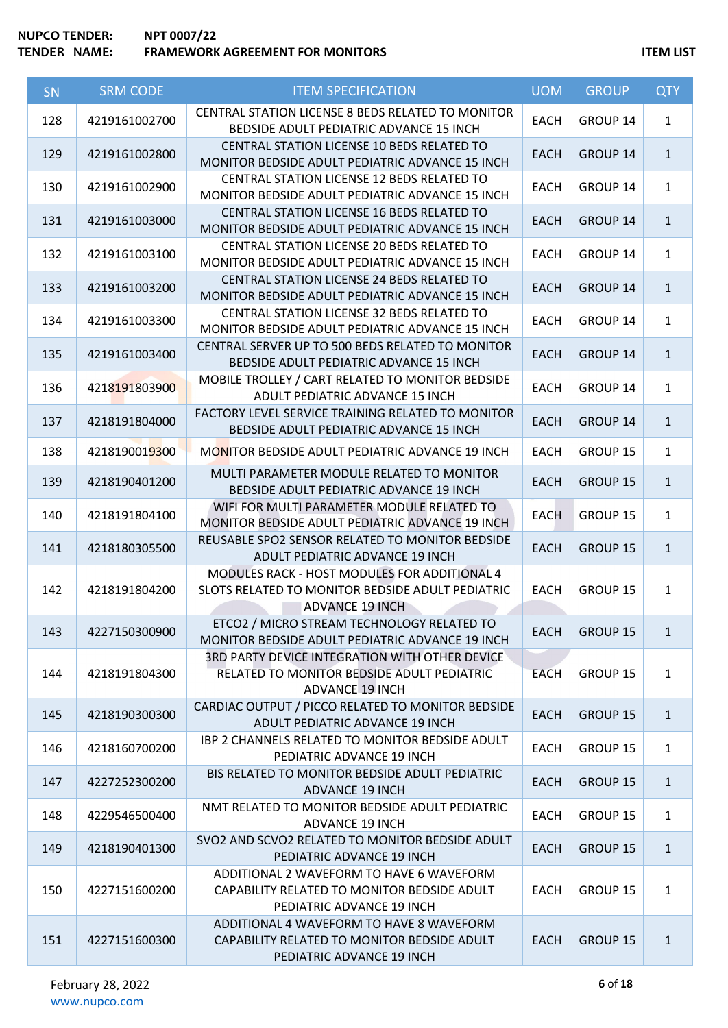**NUPCO TENDER:** **NPT 0007/22**
**TENDER NAME:** **FRAMEWORK AGREEMENT FOR MONITORS** **ITEM LIST**

| SN | SRM CODE | ITEM SPECIFICATION | UOM | GROUP | QTY |
|---|---|---|---|---|---|
| 128 | 4219161002700 | CENTRAL STATION LICENSE 8 BEDS RELATED TO MONITOR BEDSIDE ADULT PEDIATRIC ADVANCE 15 INCH | EACH | GROUP 14 | 1 |
| 129 | 4219161002800 | CENTRAL STATION LICENSE 10 BEDS RELATED TO MONITOR BEDSIDE ADULT PEDIATRIC ADVANCE 15 INCH | EACH | GROUP 14 | 1 |
| 130 | 4219161002900 | CENTRAL STATION LICENSE 12 BEDS RELATED TO MONITOR BEDSIDE ADULT PEDIATRIC ADVANCE 15 INCH | EACH | GROUP 14 | 1 |
| 131 | 4219161003000 | CENTRAL STATION LICENSE 16 BEDS RELATED TO MONITOR BEDSIDE ADULT PEDIATRIC ADVANCE 15 INCH | EACH | GROUP 14 | 1 |
| 132 | 4219161003100 | CENTRAL STATION LICENSE 20 BEDS RELATED TO MONITOR BEDSIDE ADULT PEDIATRIC ADVANCE 15 INCH | EACH | GROUP 14 | 1 |
| 133 | 4219161003200 | CENTRAL STATION LICENSE 24 BEDS RELATED TO MONITOR BEDSIDE ADULT PEDIATRIC ADVANCE 15 INCH | EACH | GROUP 14 | 1 |
| 134 | 4219161003300 | CENTRAL STATION LICENSE 32 BEDS RELATED TO MONITOR BEDSIDE ADULT PEDIATRIC ADVANCE 15 INCH | EACH | GROUP 14 | 1 |
| 135 | 4219161003400 | CENTRAL SERVER UP TO 500 BEDS RELATED TO MONITOR BEDSIDE ADULT PEDIATRIC ADVANCE 15 INCH | EACH | GROUP 14 | 1 |
| 136 | 4218191803900 | MOBILE TROLLEY / CART RELATED TO MONITOR BEDSIDE ADULT PEDIATRIC ADVANCE 15 INCH | EACH | GROUP 14 | 1 |
| 137 | 4218191804000 | FACTORY LEVEL SERVICE TRAINING RELATED TO MONITOR BEDSIDE ADULT PEDIATRIC ADVANCE 15 INCH | EACH | GROUP 14 | 1 |
| 138 | 4218190019300 | MONITOR BEDSIDE ADULT PEDIATRIC ADVANCE 19 INCH | EACH | GROUP 15 | 1 |
| 139 | 4218190401200 | MULTI PARAMETER MODULE RELATED TO MONITOR BEDSIDE ADULT PEDIATRIC ADVANCE 19 INCH | EACH | GROUP 15 | 1 |
| 140 | 4218191804100 | WIFI FOR MULTI PARAMETER MODULE RELATED TO MONITOR BEDSIDE ADULT PEDIATRIC ADVANCE 19 INCH | EACH | GROUP 15 | 1 |
| 141 | 4218180305500 | REUSABLE SPO2 SENSOR RELATED TO MONITOR BEDSIDE ADULT PEDIATRIC ADVANCE 19 INCH | EACH | GROUP 15 | 1 |
| 142 | 4218191804200 | MODULES RACK - HOST MODULES FOR ADDITIONAL 4 SLOTS RELATED TO MONITOR BEDSIDE ADULT PEDIATRIC ADVANCE 19 INCH | EACH | GROUP 15 | 1 |
| 143 | 4227150300900 | ETCO2 / MICRO STREAM TECHNOLOGY RELATED TO MONITOR BEDSIDE ADULT PEDIATRIC ADVANCE 19 INCH | EACH | GROUP 15 | 1 |
| 144 | 4218191804300 | 3RD PARTY DEVICE INTEGRATION WITH OTHER DEVICE RELATED TO MONITOR BEDSIDE ADULT PEDIATRIC ADVANCE 19 INCH | EACH | GROUP 15 | 1 |
| 145 | 4218190300300 | CARDIAC OUTPUT / PICCO RELATED TO MONITOR BEDSIDE ADULT PEDIATRIC ADVANCE 19 INCH | EACH | GROUP 15 | 1 |
| 146 | 4218160700200 | IBP 2 CHANNELS RELATED TO MONITOR BEDSIDE ADULT PEDIATRIC ADVANCE 19 INCH | EACH | GROUP 15 | 1 |
| 147 | 4227252300200 | BIS RELATED TO MONITOR BEDSIDE ADULT PEDIATRIC ADVANCE 19 INCH | EACH | GROUP 15 | 1 |
| 148 | 4229546500400 | NMT RELATED TO MONITOR BEDSIDE ADULT PEDIATRIC ADVANCE 19 INCH | EACH | GROUP 15 | 1 |
| 149 | 4218190401300 | SVO2 AND SCVO2 RELATED TO MONITOR BEDSIDE ADULT PEDIATRIC ADVANCE 19 INCH | EACH | GROUP 15 | 1 |
| 150 | 4227151600200 | ADDITIONAL 2 WAVEFORM TO HAVE 6 WAVEFORM CAPABILITY RELATED TO MONITOR BEDSIDE ADULT PEDIATRIC ADVANCE 19 INCH | EACH | GROUP 15 | 1 |
| 151 | 4227151600300 | ADDITIONAL 4 WAVEFORM TO HAVE 8 WAVEFORM CAPABILITY RELATED TO MONITOR BEDSIDE ADULT PEDIATRIC ADVANCE 19 INCH | EACH | GROUP 15 | 1 |

February 28, 2022
www.nupco.com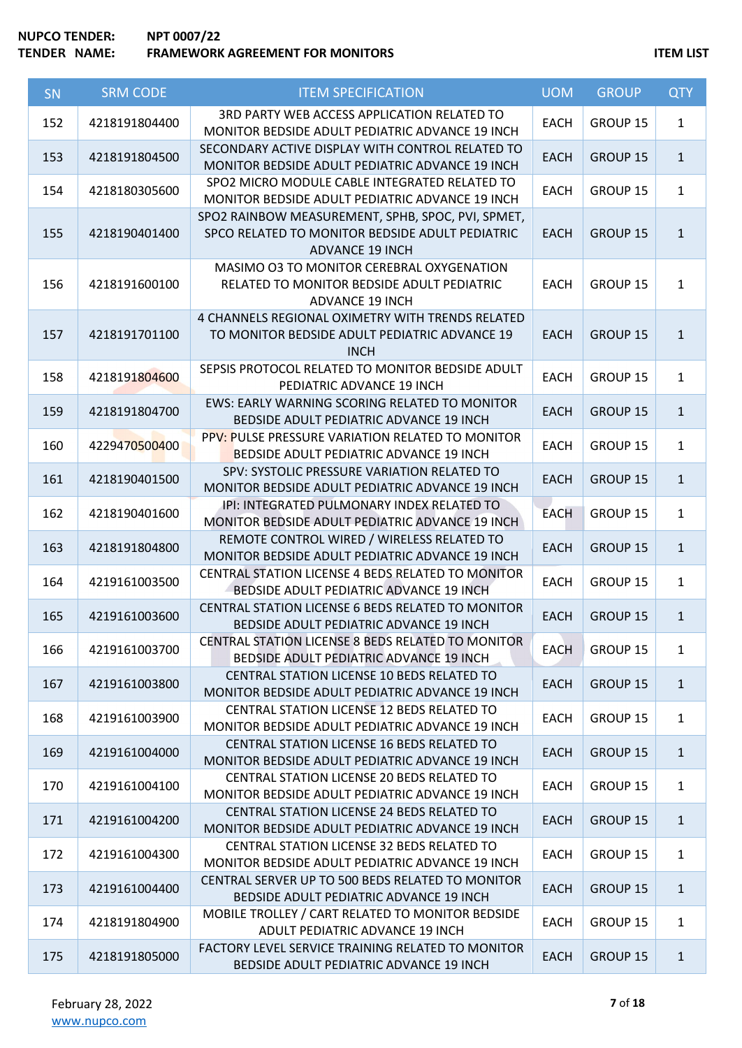**NUPCO TENDER:** NPT 0007/22
**TENDER NAME:** FRAMEWORK AGREEMENT FOR MONITORS

**ITEM LIST**

| SN | SRM CODE | ITEM SPECIFICATION | UOM | GROUP | QTY |
|---|---|---|---|---|---|
| 152 | 4218191804400 | 3RD PARTY WEB ACCESS APPLICATION RELATED TO MONITOR BEDSIDE ADULT PEDIATRIC ADVANCE 19 INCH | EACH | GROUP 15 | 1 |
| 153 | 4218191804500 | SECONDARY ACTIVE DISPLAY WITH CONTROL RELATED TO MONITOR BEDSIDE ADULT PEDIATRIC ADVANCE 19 INCH | EACH | GROUP 15 | 1 |
| 154 | 4218180305600 | SPO2 MICRO MODULE CABLE INTEGRATED RELATED TO MONITOR BEDSIDE ADULT PEDIATRIC ADVANCE 19 INCH | EACH | GROUP 15 | 1 |
| 155 | 4218190401400 | SPO2 RAINBOW MEASUREMENT, SPHB, SPOC, PVI, SPMET, SPCO RELATED TO MONITOR BEDSIDE ADULT PEDIATRIC ADVANCE 19 INCH | EACH | GROUP 15 | 1 |
| 156 | 4218191600100 | MASIMO O3 TO MONITOR CEREBRAL OXYGENATION RELATED TO MONITOR BEDSIDE ADULT PEDIATRIC ADVANCE 19 INCH | EACH | GROUP 15 | 1 |
| 157 | 4218191701100 | 4 CHANNELS REGIONAL OXIMETRY WITH TRENDS RELATED TO MONITOR BEDSIDE ADULT PEDIATRIC ADVANCE 19 INCH | EACH | GROUP 15 | 1 |
| 158 | 4218191804600 | SEPSIS PROTOCOL RELATED TO MONITOR BEDSIDE ADULT PEDIATRIC ADVANCE 19 INCH | EACH | GROUP 15 | 1 |
| 159 | 4218191804700 | EWS: EARLY WARNING SCORING RELATED TO MONITOR BEDSIDE ADULT PEDIATRIC ADVANCE 19 INCH | EACH | GROUP 15 | 1 |
| 160 | 4229470500400 | PPV: PULSE PRESSURE VARIATION RELATED TO MONITOR BEDSIDE ADULT PEDIATRIC ADVANCE 19 INCH | EACH | GROUP 15 | 1 |
| 161 | 4218190401500 | SPV: SYSTOLIC PRESSURE VARIATION RELATED TO MONITOR BEDSIDE ADULT PEDIATRIC ADVANCE 19 INCH | EACH | GROUP 15 | 1 |
| 162 | 4218190401600 | IPI: INTEGRATED PULMONARY INDEX RELATED TO MONITOR BEDSIDE ADULT PEDIATRIC ADVANCE 19 INCH | EACH | GROUP 15 | 1 |
| 163 | 4218191804800 | REMOTE CONTROL WIRED / WIRELESS RELATED TO MONITOR BEDSIDE ADULT PEDIATRIC ADVANCE 19 INCH | EACH | GROUP 15 | 1 |
| 164 | 4219161003500 | CENTRAL STATION LICENSE 4 BEDS RELATED TO MONITOR BEDSIDE ADULT PEDIATRIC ADVANCE 19 INCH | EACH | GROUP 15 | 1 |
| 165 | 4219161003600 | CENTRAL STATION LICENSE 6 BEDS RELATED TO MONITOR BEDSIDE ADULT PEDIATRIC ADVANCE 19 INCH | EACH | GROUP 15 | 1 |
| 166 | 4219161003700 | CENTRAL STATION LICENSE 8 BEDS RELATED TO MONITOR BEDSIDE ADULT PEDIATRIC ADVANCE 19 INCH | EACH | GROUP 15 | 1 |
| 167 | 4219161003800 | CENTRAL STATION LICENSE 10 BEDS RELATED TO MONITOR BEDSIDE ADULT PEDIATRIC ADVANCE 19 INCH | EACH | GROUP 15 | 1 |
| 168 | 4219161003900 | CENTRAL STATION LICENSE 12 BEDS RELATED TO MONITOR BEDSIDE ADULT PEDIATRIC ADVANCE 19 INCH | EACH | GROUP 15 | 1 |
| 169 | 4219161004000 | CENTRAL STATION LICENSE 16 BEDS RELATED TO MONITOR BEDSIDE ADULT PEDIATRIC ADVANCE 19 INCH | EACH | GROUP 15 | 1 |
| 170 | 4219161004100 | CENTRAL STATION LICENSE 20 BEDS RELATED TO MONITOR BEDSIDE ADULT PEDIATRIC ADVANCE 19 INCH | EACH | GROUP 15 | 1 |
| 171 | 4219161004200 | CENTRAL STATION LICENSE 24 BEDS RELATED TO MONITOR BEDSIDE ADULT PEDIATRIC ADVANCE 19 INCH | EACH | GROUP 15 | 1 |
| 172 | 4219161004300 | CENTRAL STATION LICENSE 32 BEDS RELATED TO MONITOR BEDSIDE ADULT PEDIATRIC ADVANCE 19 INCH | EACH | GROUP 15 | 1 |
| 173 | 4219161004400 | CENTRAL SERVER UP TO 500 BEDS RELATED TO MONITOR BEDSIDE ADULT PEDIATRIC ADVANCE 19 INCH | EACH | GROUP 15 | 1 |
| 174 | 4218191804900 | MOBILE TROLLEY / CART RELATED TO MONITOR BEDSIDE ADULT PEDIATRIC ADVANCE 19 INCH | EACH | GROUP 15 | 1 |
| 175 | 4218191805000 | FACTORY LEVEL SERVICE TRAINING RELATED TO MONITOR BEDSIDE ADULT PEDIATRIC ADVANCE 19 INCH | EACH | GROUP 15 | 1 |

February 28, 2022
www.nupco.com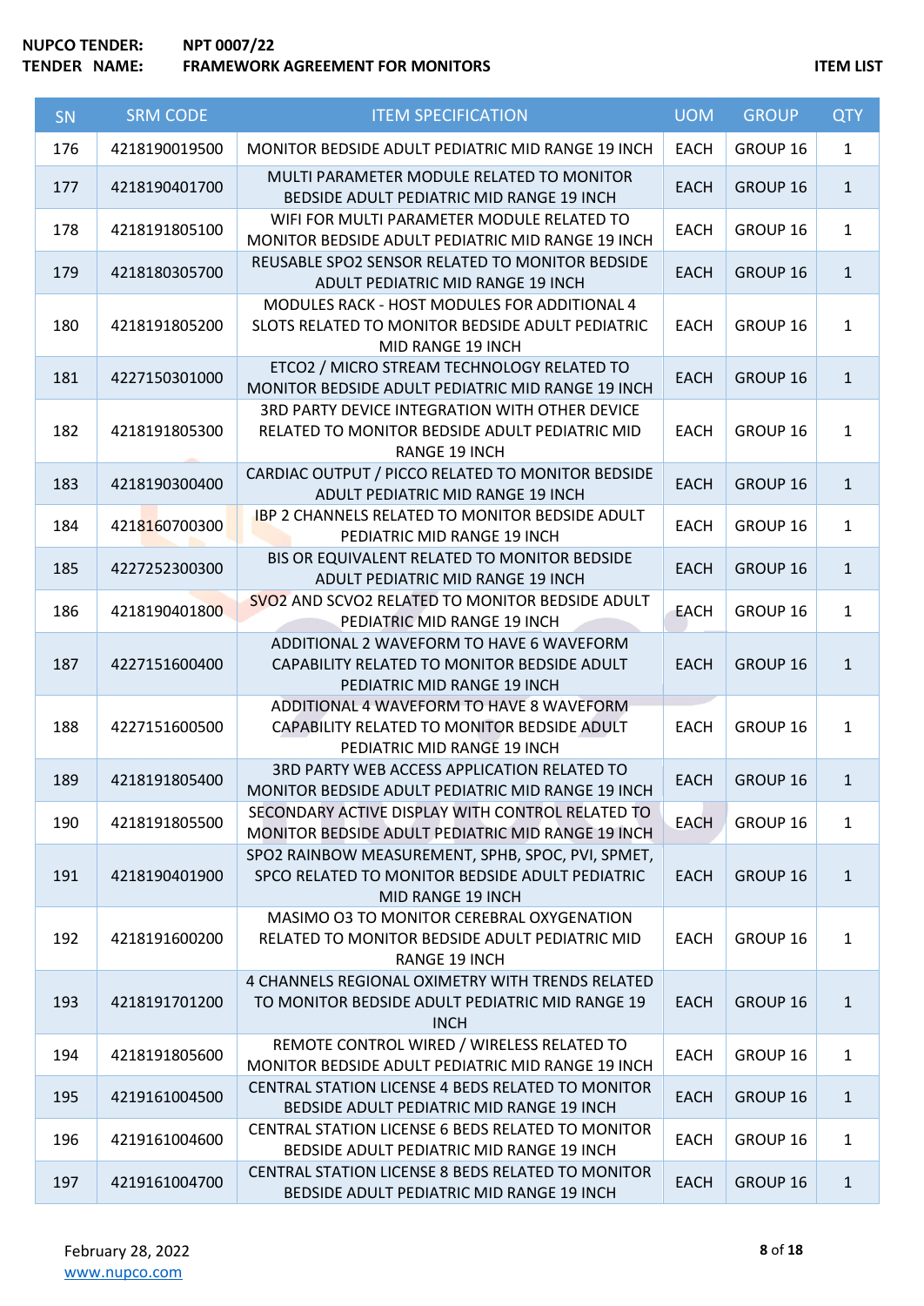NUPCO TENDER: NPT 0007/22
TENDER NAME: FRAMEWORK AGREEMENT FOR MONITORS

ITEM LIST

| SN | SRM CODE | ITEM SPECIFICATION | UOM | GROUP | QTY |
|---|---|---|---|---|---|
| 176 | 4218190019500 | MONITOR BEDSIDE ADULT PEDIATRIC MID RANGE 19 INCH | EACH | GROUP 16 | 1 |
| 177 | 4218190401700 | MULTI PARAMETER MODULE RELATED TO MONITOR BEDSIDE ADULT PEDIATRIC MID RANGE 19 INCH | EACH | GROUP 16 | 1 |
| 178 | 4218191805100 | WIFI FOR MULTI PARAMETER MODULE RELATED TO MONITOR BEDSIDE ADULT PEDIATRIC MID RANGE 19 INCH | EACH | GROUP 16 | 1 |
| 179 | 4218180305700 | REUSABLE SPO2 SENSOR RELATED TO MONITOR BEDSIDE ADULT PEDIATRIC MID RANGE 19 INCH | EACH | GROUP 16 | 1 |
| 180 | 4218191805200 | MODULES RACK - HOST MODULES FOR ADDITIONAL 4 SLOTS RELATED TO MONITOR BEDSIDE ADULT PEDIATRIC MID RANGE 19 INCH | EACH | GROUP 16 | 1 |
| 181 | 4227150301000 | ETCO2 / MICRO STREAM TECHNOLOGY RELATED TO MONITOR BEDSIDE ADULT PEDIATRIC MID RANGE 19 INCH | EACH | GROUP 16 | 1 |
| 182 | 4218191805300 | 3RD PARTY DEVICE INTEGRATION WITH OTHER DEVICE RELATED TO MONITOR BEDSIDE ADULT PEDIATRIC MID RANGE 19 INCH | EACH | GROUP 16 | 1 |
| 183 | 4218190300400 | CARDIAC OUTPUT / PICCO RELATED TO MONITOR BEDSIDE ADULT PEDIATRIC MID RANGE 19 INCH | EACH | GROUP 16 | 1 |
| 184 | 4218160700300 | IBP 2 CHANNELS RELATED TO MONITOR BEDSIDE ADULT PEDIATRIC MID RANGE 19 INCH | EACH | GROUP 16 | 1 |
| 185 | 4227252300300 | BIS OR EQUIVALENT RELATED TO MONITOR BEDSIDE ADULT PEDIATRIC MID RANGE 19 INCH | EACH | GROUP 16 | 1 |
| 186 | 4218190401800 | SVO2 AND SCVO2 RELATED TO MONITOR BEDSIDE ADULT PEDIATRIC MID RANGE 19 INCH | EACH | GROUP 16 | 1 |
| 187 | 4227151600400 | ADDITIONAL 2 WAVEFORM TO HAVE 6 WAVEFORM CAPABILITY RELATED TO MONITOR BEDSIDE ADULT PEDIATRIC MID RANGE 19 INCH | EACH | GROUP 16 | 1 |
| 188 | 4227151600500 | ADDITIONAL 4 WAVEFORM TO HAVE 8 WAVEFORM CAPABILITY RELATED TO MONITOR BEDSIDE ADULT PEDIATRIC MID RANGE 19 INCH | EACH | GROUP 16 | 1 |
| 189 | 4218191805400 | 3RD PARTY WEB ACCESS APPLICATION RELATED TO MONITOR BEDSIDE ADULT PEDIATRIC MID RANGE 19 INCH | EACH | GROUP 16 | 1 |
| 190 | 4218191805500 | SECONDARY ACTIVE DISPLAY WITH CONTROL RELATED TO MONITOR BEDSIDE ADULT PEDIATRIC MID RANGE 19 INCH | EACH | GROUP 16 | 1 |
| 191 | 4218190401900 | SPO2 RAINBOW MEASUREMENT, SPHB, SPOC, PVI, SPMET, SPCO RELATED TO MONITOR BEDSIDE ADULT PEDIATRIC MID RANGE 19 INCH | EACH | GROUP 16 | 1 |
| 192 | 4218191600200 | MASIMO O3 TO MONITOR CEREBRAL OXYGENATION RELATED TO MONITOR BEDSIDE ADULT PEDIATRIC MID RANGE 19 INCH | EACH | GROUP 16 | 1 |
| 193 | 4218191701200 | 4 CHANNELS REGIONAL OXIMETRY WITH TRENDS RELATED TO MONITOR BEDSIDE ADULT PEDIATRIC MID RANGE 19 INCH | EACH | GROUP 16 | 1 |
| 194 | 4218191805600 | REMOTE CONTROL WIRED / WIRELESS RELATED TO MONITOR BEDSIDE ADULT PEDIATRIC MID RANGE 19 INCH | EACH | GROUP 16 | 1 |
| 195 | 4219161004500 | CENTRAL STATION LICENSE 4 BEDS RELATED TO MONITOR BEDSIDE ADULT PEDIATRIC MID RANGE 19 INCH | EACH | GROUP 16 | 1 |
| 196 | 4219161004600 | CENTRAL STATION LICENSE 6 BEDS RELATED TO MONITOR BEDSIDE ADULT PEDIATRIC MID RANGE 19 INCH | EACH | GROUP 16 | 1 |
| 197 | 4219161004700 | CENTRAL STATION LICENSE 8 BEDS RELATED TO MONITOR BEDSIDE ADULT PEDIATRIC MID RANGE 19 INCH | EACH | GROUP 16 | 1 |

February 28, 2022
www.nupco.com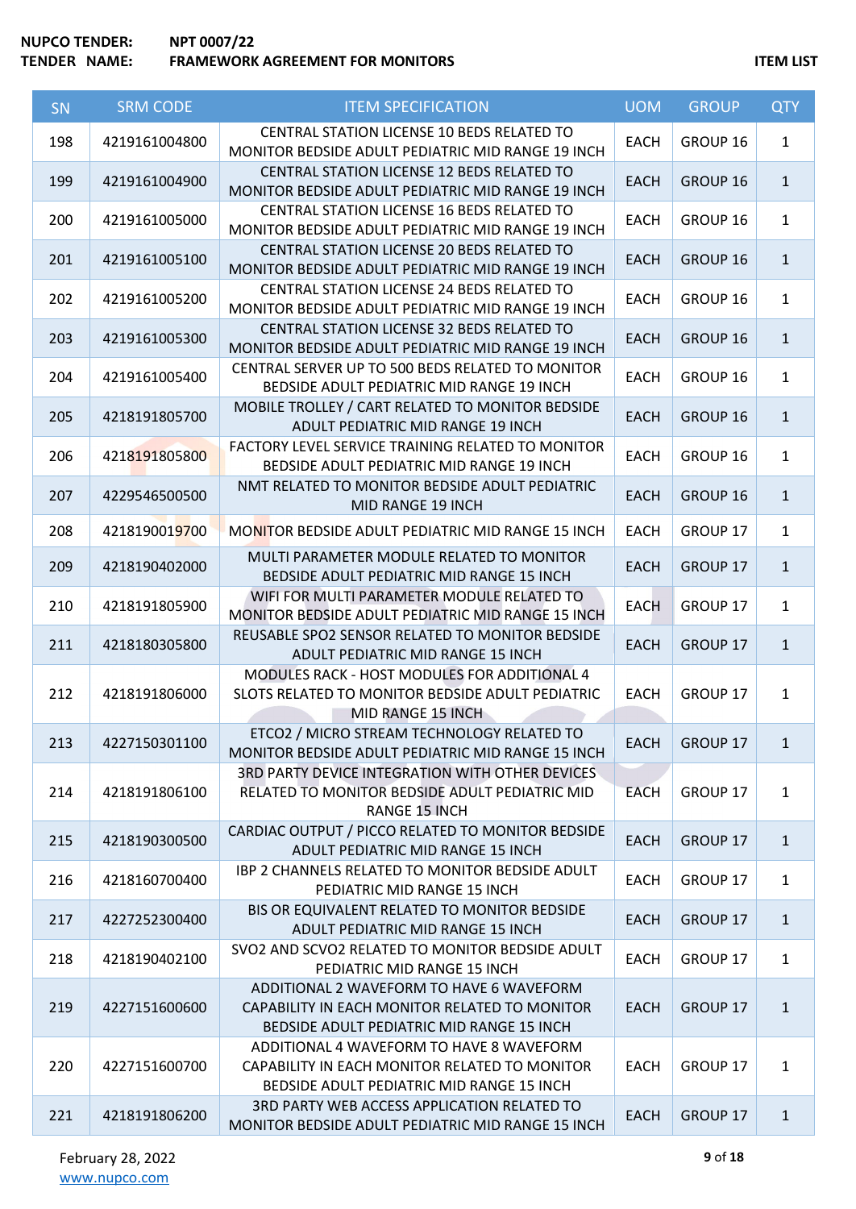**NUPCO TENDER:** NPT 0007/22
**TENDER NAME:** FRAMEWORK AGREEMENT FOR MONITORS **ITEM LIST**

| SN | SRM CODE | ITEM SPECIFICATION | UOM | GROUP | QTY |
|---|---|---|---|---|---|
| 198 | 4219161004800 | CENTRAL STATION LICENSE 10 BEDS RELATED TO MONITOR BEDSIDE ADULT PEDIATRIC MID RANGE 19 INCH | EACH | GROUP 16 | 1 |
| 199 | 4219161004900 | CENTRAL STATION LICENSE 12 BEDS RELATED TO MONITOR BEDSIDE ADULT PEDIATRIC MID RANGE 19 INCH | EACH | GROUP 16 | 1 |
| 200 | 4219161005000 | CENTRAL STATION LICENSE 16 BEDS RELATED TO MONITOR BEDSIDE ADULT PEDIATRIC MID RANGE 19 INCH | EACH | GROUP 16 | 1 |
| 201 | 4219161005100 | CENTRAL STATION LICENSE 20 BEDS RELATED TO MONITOR BEDSIDE ADULT PEDIATRIC MID RANGE 19 INCH | EACH | GROUP 16 | 1 |
| 202 | 4219161005200 | CENTRAL STATION LICENSE 24 BEDS RELATED TO MONITOR BEDSIDE ADULT PEDIATRIC MID RANGE 19 INCH | EACH | GROUP 16 | 1 |
| 203 | 4219161005300 | CENTRAL STATION LICENSE 32 BEDS RELATED TO MONITOR BEDSIDE ADULT PEDIATRIC MID RANGE 19 INCH | EACH | GROUP 16 | 1 |
| 204 | 4219161005400 | CENTRAL SERVER UP TO 500 BEDS RELATED TO MONITOR BEDSIDE ADULT PEDIATRIC MID RANGE 19 INCH | EACH | GROUP 16 | 1 |
| 205 | 4218191805700 | MOBILE TROLLEY / CART RELATED TO MONITOR BEDSIDE ADULT PEDIATRIC MID RANGE 19 INCH | EACH | GROUP 16 | 1 |
| 206 | 4218191805800 | FACTORY LEVEL SERVICE TRAINING RELATED TO MONITOR BEDSIDE ADULT PEDIATRIC MID RANGE 19 INCH | EACH | GROUP 16 | 1 |
| 207 | 4229546500500 | NMT RELATED TO MONITOR BEDSIDE ADULT PEDIATRIC MID RANGE 19 INCH | EACH | GROUP 16 | 1 |
| 208 | 4218190019700 | MONITOR BEDSIDE ADULT PEDIATRIC MID RANGE 15 INCH | EACH | GROUP 17 | 1 |
| 209 | 4218190402000 | MULTI PARAMETER MODULE RELATED TO MONITOR BEDSIDE ADULT PEDIATRIC MID RANGE 15 INCH | EACH | GROUP 17 | 1 |
| 210 | 4218191805900 | WIFI FOR MULTI PARAMETER MODULE RELATED TO MONITOR BEDSIDE ADULT PEDIATRIC MID RANGE 15 INCH | EACH | GROUP 17 | 1 |
| 211 | 4218180305800 | REUSABLE SPO2 SENSOR RELATED TO MONITOR BEDSIDE ADULT PEDIATRIC MID RANGE 15 INCH | EACH | GROUP 17 | 1 |
| 212 | 4218191806000 | MODULES RACK - HOST MODULES FOR ADDITIONAL 4 SLOTS RELATED TO MONITOR BEDSIDE ADULT PEDIATRIC MID RANGE 15 INCH | EACH | GROUP 17 | 1 |
| 213 | 4227150301100 | ETCO2 / MICRO STREAM TECHNOLOGY RELATED TO MONITOR BEDSIDE ADULT PEDIATRIC MID RANGE 15 INCH | EACH | GROUP 17 | 1 |
| 214 | 4218191806100 | 3RD PARTY DEVICE INTEGRATION WITH OTHER DEVICES RELATED TO MONITOR BEDSIDE ADULT PEDIATRIC MID RANGE 15 INCH | EACH | GROUP 17 | 1 |
| 215 | 4218190300500 | CARDIAC OUTPUT / PICCO RELATED TO MONITOR BEDSIDE ADULT PEDIATRIC MID RANGE 15 INCH | EACH | GROUP 17 | 1 |
| 216 | 4218160700400 | IBP 2 CHANNELS RELATED TO MONITOR BEDSIDE ADULT PEDIATRIC MID RANGE 15 INCH | EACH | GROUP 17 | 1 |
| 217 | 4227252300400 | BIS OR EQUIVALENT RELATED TO MONITOR BEDSIDE ADULT PEDIATRIC MID RANGE 15 INCH | EACH | GROUP 17 | 1 |
| 218 | 4218190402100 | SVO2 AND SCVO2 RELATED TO MONITOR BEDSIDE ADULT PEDIATRIC MID RANGE 15 INCH | EACH | GROUP 17 | 1 |
| 219 | 4227151600600 | ADDITIONAL 2 WAVEFORM TO HAVE 6 WAVEFORM CAPABILITY IN EACH MONITOR RELATED TO MONITOR BEDSIDE ADULT PEDIATRIC MID RANGE 15 INCH | EACH | GROUP 17 | 1 |
| 220 | 4227151600700 | ADDITIONAL 4 WAVEFORM TO HAVE 8 WAVEFORM CAPABILITY IN EACH MONITOR RELATED TO MONITOR BEDSIDE ADULT PEDIATRIC MID RANGE 15 INCH | EACH | GROUP 17 | 1 |
| 221 | 4218191806200 | 3RD PARTY WEB ACCESS APPLICATION RELATED TO MONITOR BEDSIDE ADULT PEDIATRIC MID RANGE 15 INCH | EACH | GROUP 17 | 1 |

February 28, 2022
www.nupco.com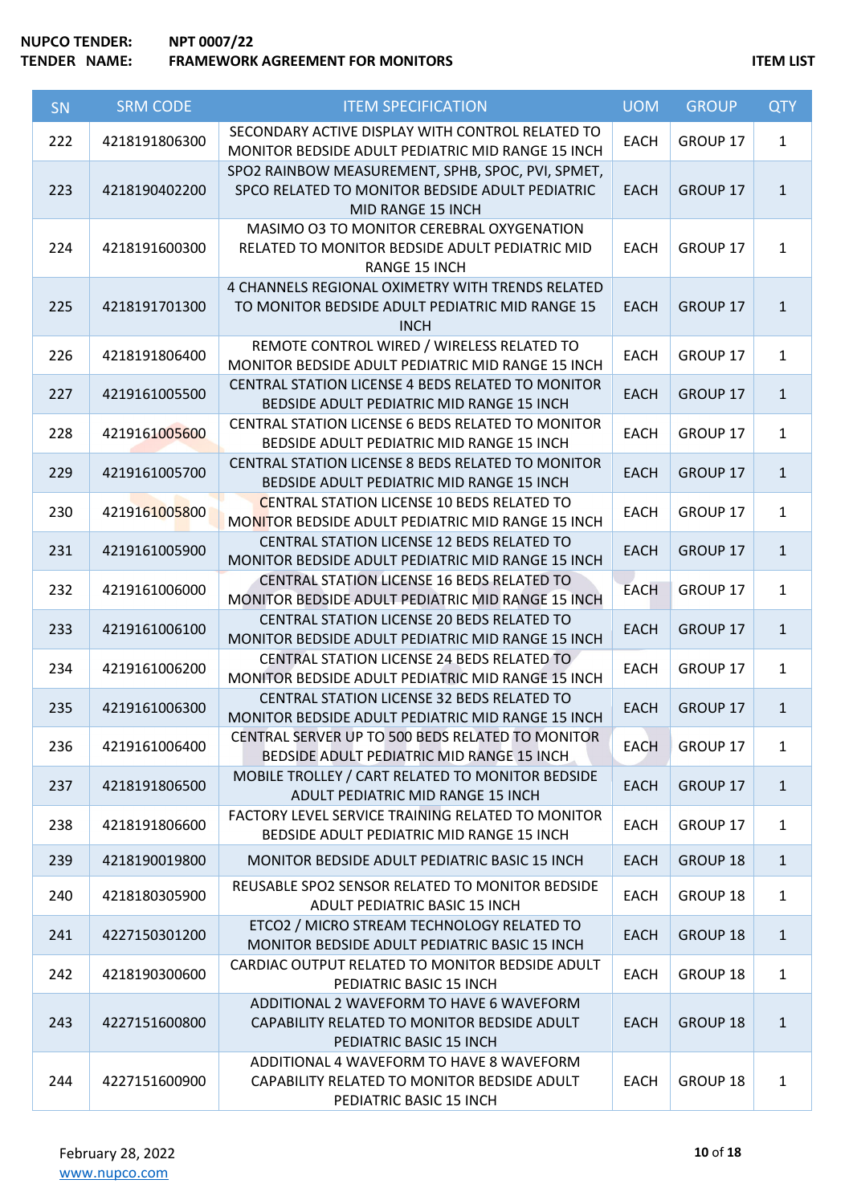**NUPCO TENDER:** NPT 0007/22
**TENDER NAME:** FRAMEWORK AGREEMENT FOR MONITORS

**ITEM LIST**

| SN | SRM CODE | ITEM SPECIFICATION | UOM | GROUP | QTY |
|---|---|---|---|---|---|
| 222 | 4218191806300 | SECONDARY ACTIVE DISPLAY WITH CONTROL RELATED TO MONITOR BEDSIDE ADULT PEDIATRIC MID RANGE 15 INCH | EACH | GROUP 17 | 1 |
| 223 | 4218190402200 | SPO2 RAINBOW MEASUREMENT, SPHB, SPOC, PVI, SPMET, SPCO RELATED TO MONITOR BEDSIDE ADULT PEDIATRIC MID RANGE 15 INCH | EACH | GROUP 17 | 1 |
| 224 | 4218191600300 | MASIMO O3 TO MONITOR CEREBRAL OXYGENATION RELATED TO MONITOR BEDSIDE ADULT PEDIATRIC MID RANGE 15 INCH | EACH | GROUP 17 | 1 |
| 225 | 4218191701300 | 4 CHANNELS REGIONAL OXIMETRY WITH TRENDS RELATED TO MONITOR BEDSIDE ADULT PEDIATRIC MID RANGE 15 INCH | EACH | GROUP 17 | 1 |
| 226 | 4218191806400 | REMOTE CONTROL WIRED / WIRELESS RELATED TO MONITOR BEDSIDE ADULT PEDIATRIC MID RANGE 15 INCH | EACH | GROUP 17 | 1 |
| 227 | 4219161005500 | CENTRAL STATION LICENSE 4 BEDS RELATED TO MONITOR BEDSIDE ADULT PEDIATRIC MID RANGE 15 INCH | EACH | GROUP 17 | 1 |
| 228 | 4219161005600 | CENTRAL STATION LICENSE 6 BEDS RELATED TO MONITOR BEDSIDE ADULT PEDIATRIC MID RANGE 15 INCH | EACH | GROUP 17 | 1 |
| 229 | 4219161005700 | CENTRAL STATION LICENSE 8 BEDS RELATED TO MONITOR BEDSIDE ADULT PEDIATRIC MID RANGE 15 INCH | EACH | GROUP 17 | 1 |
| 230 | 4219161005800 | CENTRAL STATION LICENSE 10 BEDS RELATED TO MONITOR BEDSIDE ADULT PEDIATRIC MID RANGE 15 INCH | EACH | GROUP 17 | 1 |
| 231 | 4219161005900 | CENTRAL STATION LICENSE 12 BEDS RELATED TO MONITOR BEDSIDE ADULT PEDIATRIC MID RANGE 15 INCH | EACH | GROUP 17 | 1 |
| 232 | 4219161006000 | CENTRAL STATION LICENSE 16 BEDS RELATED TO MONITOR BEDSIDE ADULT PEDIATRIC MID RANGE 15 INCH | EACH | GROUP 17 | 1 |
| 233 | 4219161006100 | CENTRAL STATION LICENSE 20 BEDS RELATED TO MONITOR BEDSIDE ADULT PEDIATRIC MID RANGE 15 INCH | EACH | GROUP 17 | 1 |
| 234 | 4219161006200 | CENTRAL STATION LICENSE 24 BEDS RELATED TO MONITOR BEDSIDE ADULT PEDIATRIC MID RANGE 15 INCH | EACH | GROUP 17 | 1 |
| 235 | 4219161006300 | CENTRAL STATION LICENSE 32 BEDS RELATED TO MONITOR BEDSIDE ADULT PEDIATRIC MID RANGE 15 INCH | EACH | GROUP 17 | 1 |
| 236 | 4219161006400 | CENTRAL SERVER UP TO 500 BEDS RELATED TO MONITOR BEDSIDE ADULT PEDIATRIC MID RANGE 15 INCH | EACH | GROUP 17 | 1 |
| 237 | 4218191806500 | MOBILE TROLLEY / CART RELATED TO MONITOR BEDSIDE ADULT PEDIATRIC MID RANGE 15 INCH | EACH | GROUP 17 | 1 |
| 238 | 4218191806600 | FACTORY LEVEL SERVICE TRAINING RELATED TO MONITOR BEDSIDE ADULT PEDIATRIC MID RANGE 15 INCH | EACH | GROUP 17 | 1 |
| 239 | 4218190019800 | MONITOR BEDSIDE ADULT PEDIATRIC BASIC 15 INCH | EACH | GROUP 18 | 1 |
| 240 | 4218180305900 | REUSABLE SPO2 SENSOR RELATED TO MONITOR BEDSIDE ADULT PEDIATRIC BASIC 15 INCH | EACH | GROUP 18 | 1 |
| 241 | 4227150301200 | ETCO2 / MICRO STREAM TECHNOLOGY RELATED TO MONITOR BEDSIDE ADULT PEDIATRIC BASIC 15 INCH | EACH | GROUP 18 | 1 |
| 242 | 4218190300600 | CARDIAC OUTPUT RELATED TO MONITOR BEDSIDE ADULT PEDIATRIC BASIC 15 INCH | EACH | GROUP 18 | 1 |
| 243 | 4227151600800 | ADDITIONAL 2 WAVEFORM TO HAVE 6 WAVEFORM CAPABILITY RELATED TO MONITOR BEDSIDE ADULT PEDIATRIC BASIC 15 INCH | EACH | GROUP 18 | 1 |
| 244 | 4227151600900 | ADDITIONAL 4 WAVEFORM TO HAVE 8 WAVEFORM CAPABILITY RELATED TO MONITOR BEDSIDE ADULT PEDIATRIC BASIC 15 INCH | EACH | GROUP 18 | 1 |

February 28, 2022
www.nupco.com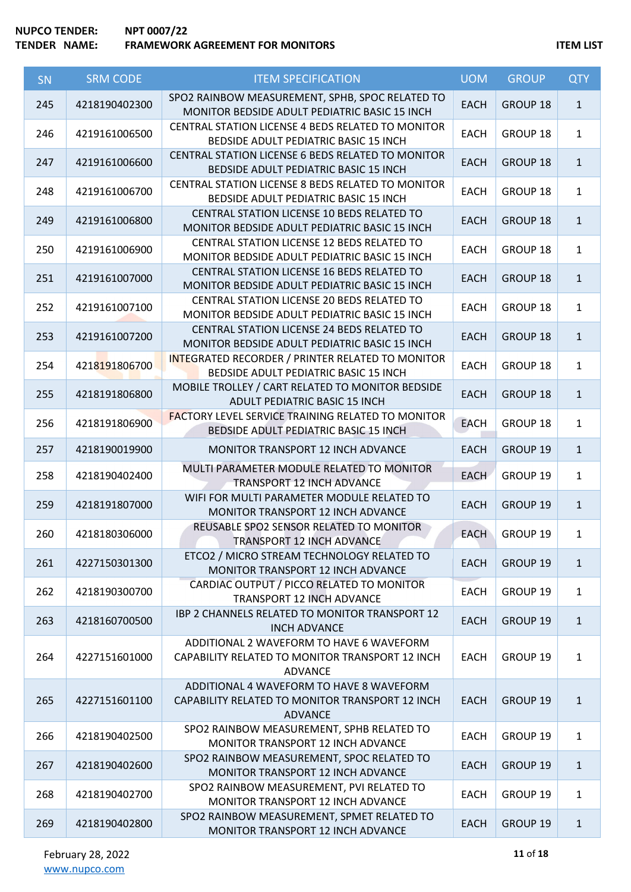**NUPCO TENDER:** NPT 0007/22
**TENDER NAME:** FRAMEWORK AGREEMENT FOR MONITORS **ITEM LIST**

| SN | SRM CODE | ITEM SPECIFICATION | UOM | GROUP | QTY |
|---|---|---|---|---|---|
| 245 | 4218190402300 | SPO2 RAINBOW MEASUREMENT, SPHB, SPOC RELATED TO MONITOR BEDSIDE ADULT PEDIATRIC BASIC 15 INCH | EACH | GROUP 18 | 1 |
| 246 | 4219161006500 | CENTRAL STATION LICENSE 4 BEDS RELATED TO MONITOR BEDSIDE ADULT PEDIATRIC BASIC 15 INCH | EACH | GROUP 18 | 1 |
| 247 | 4219161006600 | CENTRAL STATION LICENSE 6 BEDS RELATED TO MONITOR BEDSIDE ADULT PEDIATRIC BASIC 15 INCH | EACH | GROUP 18 | 1 |
| 248 | 4219161006700 | CENTRAL STATION LICENSE 8 BEDS RELATED TO MONITOR BEDSIDE ADULT PEDIATRIC BASIC 15 INCH | EACH | GROUP 18 | 1 |
| 249 | 4219161006800 | CENTRAL STATION LICENSE 10 BEDS RELATED TO MONITOR BEDSIDE ADULT PEDIATRIC BASIC 15 INCH | EACH | GROUP 18 | 1 |
| 250 | 4219161006900 | CENTRAL STATION LICENSE 12 BEDS RELATED TO MONITOR BEDSIDE ADULT PEDIATRIC BASIC 15 INCH | EACH | GROUP 18 | 1 |
| 251 | 4219161007000 | CENTRAL STATION LICENSE 16 BEDS RELATED TO MONITOR BEDSIDE ADULT PEDIATRIC BASIC 15 INCH | EACH | GROUP 18 | 1 |
| 252 | 4219161007100 | CENTRAL STATION LICENSE 20 BEDS RELATED TO MONITOR BEDSIDE ADULT PEDIATRIC BASIC 15 INCH | EACH | GROUP 18 | 1 |
| 253 | 4219161007200 | CENTRAL STATION LICENSE 24 BEDS RELATED TO MONITOR BEDSIDE ADULT PEDIATRIC BASIC 15 INCH | EACH | GROUP 18 | 1 |
| 254 | 4218191806700 | INTEGRATED RECORDER / PRINTER RELATED TO MONITOR BEDSIDE ADULT PEDIATRIC BASIC 15 INCH | EACH | GROUP 18 | 1 |
| 255 | 4218191806800 | MOBILE TROLLEY / CART RELATED TO MONITOR BEDSIDE ADULT PEDIATRIC BASIC 15 INCH | EACH | GROUP 18 | 1 |
| 256 | 4218191806900 | FACTORY LEVEL SERVICE TRAINING RELATED TO MONITOR BEDSIDE ADULT PEDIATRIC BASIC 15 INCH | EACH | GROUP 18 | 1 |
| 257 | 4218190019900 | MONITOR TRANSPORT 12 INCH ADVANCE | EACH | GROUP 19 | 1 |
| 258 | 4218190402400 | MULTI PARAMETER MODULE RELATED TO MONITOR TRANSPORT 12 INCH ADVANCE | EACH | GROUP 19 | 1 |
| 259 | 4218191807000 | WIFI FOR MULTI PARAMETER MODULE RELATED TO MONITOR TRANSPORT 12 INCH ADVANCE | EACH | GROUP 19 | 1 |
| 260 | 4218180306000 | REUSABLE SPO2 SENSOR RELATED TO MONITOR TRANSPORT 12 INCH ADVANCE | EACH | GROUP 19 | 1 |
| 261 | 4227150301300 | ETCO2 / MICRO STREAM TECHNOLOGY RELATED TO MONITOR TRANSPORT 12 INCH ADVANCE | EACH | GROUP 19 | 1 |
| 262 | 4218190300700 | CARDIAC OUTPUT / PICCO RELATED TO MONITOR TRANSPORT 12 INCH ADVANCE | EACH | GROUP 19 | 1 |
| 263 | 4218160700500 | IBP 2 CHANNELS RELATED TO MONITOR TRANSPORT 12 INCH ADVANCE | EACH | GROUP 19 | 1 |
| 264 | 4227151601000 | ADDITIONAL 2 WAVEFORM TO HAVE 6 WAVEFORM CAPABILITY RELATED TO MONITOR TRANSPORT 12 INCH ADVANCE | EACH | GROUP 19 | 1 |
| 265 | 4227151601100 | ADDITIONAL 4 WAVEFORM TO HAVE 8 WAVEFORM CAPABILITY RELATED TO MONITOR TRANSPORT 12 INCH ADVANCE | EACH | GROUP 19 | 1 |
| 266 | 4218190402500 | SPO2 RAINBOW MEASUREMENT, SPHB RELATED TO MONITOR TRANSPORT 12 INCH ADVANCE | EACH | GROUP 19 | 1 |
| 267 | 4218190402600 | SPO2 RAINBOW MEASUREMENT, SPOC RELATED TO MONITOR TRANSPORT 12 INCH ADVANCE | EACH | GROUP 19 | 1 |
| 268 | 4218190402700 | SPO2 RAINBOW MEASUREMENT, PVI RELATED TO MONITOR TRANSPORT 12 INCH ADVANCE | EACH | GROUP 19 | 1 |
| 269 | 4218190402800 | SPO2 RAINBOW MEASUREMENT, SPMET RELATED TO MONITOR TRANSPORT 12 INCH ADVANCE | EACH | GROUP 19 | 1 |

February 28, 2022
www.nupco.com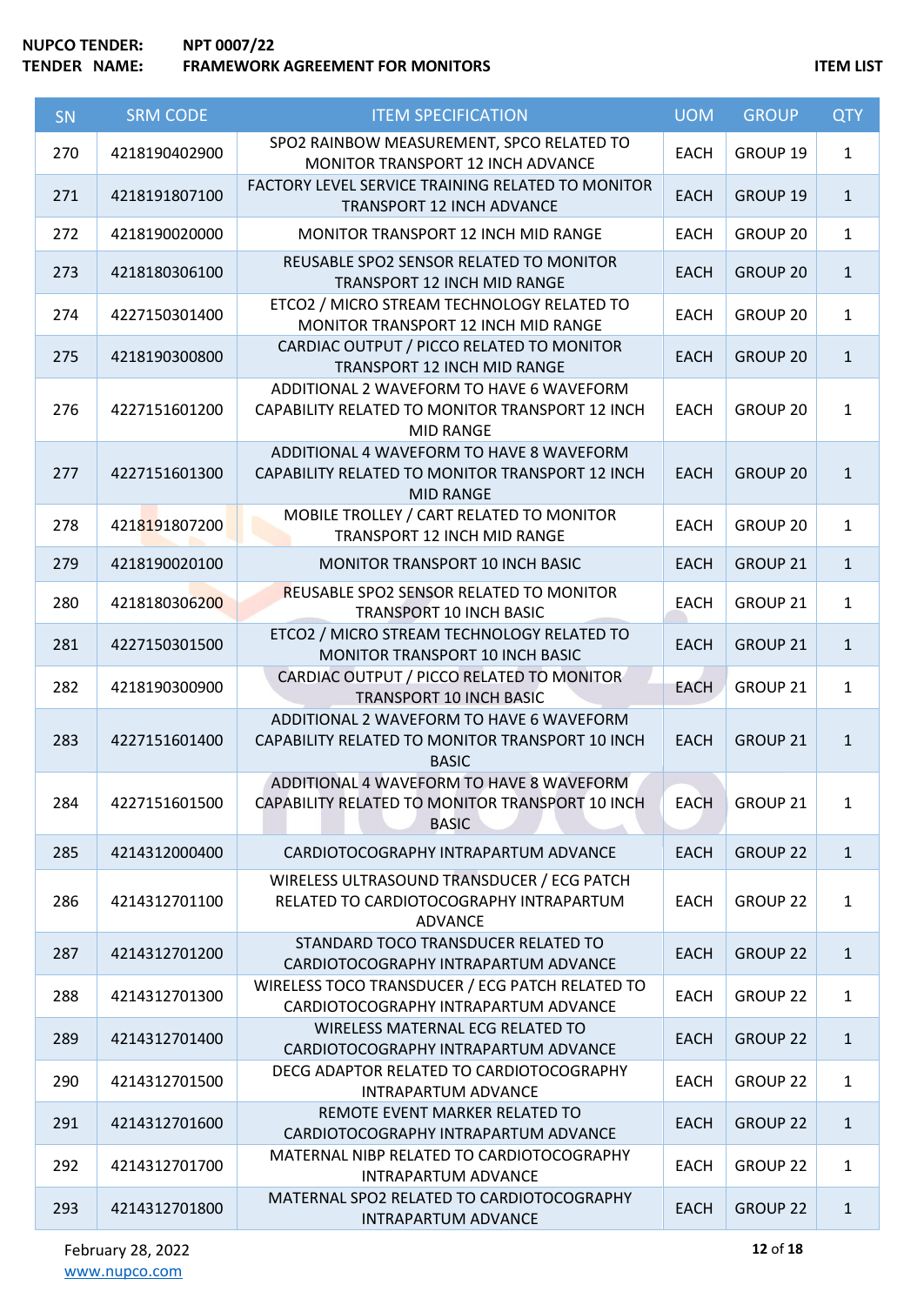| SN | SRM CODE | ITEM SPECIFICATION | UOM | GROUP | QTY |
|---|---|---|---|---|---|
| 270 | 4218190402900 | SPO2 RAINBOW MEASUREMENT, SPCO RELATED TO MONITOR TRANSPORT 12 INCH ADVANCE | EACH | GROUP 19 | 1 |
| 271 | 4218191807100 | FACTORY LEVEL SERVICE TRAINING RELATED TO MONITOR TRANSPORT 12 INCH ADVANCE | EACH | GROUP 19 | 1 |
| 272 | 4218190020000 | MONITOR TRANSPORT 12 INCH MID RANGE | EACH | GROUP 20 | 1 |
| 273 | 4218180306100 | REUSABLE SPO2 SENSOR RELATED TO MONITOR TRANSPORT 12 INCH MID RANGE | EACH | GROUP 20 | 1 |
| 274 | 4227150301400 | ETCO2 / MICRO STREAM TECHNOLOGY RELATED TO MONITOR TRANSPORT 12 INCH MID RANGE | EACH | GROUP 20 | 1 |
| 275 | 4218190300800 | CARDIAC OUTPUT / PICCO RELATED TO MONITOR TRANSPORT 12 INCH MID RANGE | EACH | GROUP 20 | 1 |
| 276 | 4227151601200 | ADDITIONAL 2 WAVEFORM TO HAVE 6 WAVEFORM CAPABILITY RELATED TO MONITOR TRANSPORT 12 INCH MID RANGE | EACH | GROUP 20 | 1 |
| 277 | 4227151601300 | ADDITIONAL 4 WAVEFORM TO HAVE 8 WAVEFORM CAPABILITY RELATED TO MONITOR TRANSPORT 12 INCH MID RANGE | EACH | GROUP 20 | 1 |
| 278 | 4218191807200 | MOBILE TROLLEY / CART RELATED TO MONITOR TRANSPORT 12 INCH MID RANGE | EACH | GROUP 20 | 1 |
| 279 | 4218190020100 | MONITOR TRANSPORT 10 INCH BASIC | EACH | GROUP 21 | 1 |
| 280 | 4218180306200 | REUSABLE SPO2 SENSOR RELATED TO MONITOR TRANSPORT 10 INCH BASIC | EACH | GROUP 21 | 1 |
| 281 | 4227150301500 | ETCO2 / MICRO STREAM TECHNOLOGY RELATED TO MONITOR TRANSPORT 10 INCH BASIC | EACH | GROUP 21 | 1 |
| 282 | 4218190300900 | CARDIAC OUTPUT / PICCO RELATED TO MONITOR TRANSPORT 10 INCH BASIC | EACH | GROUP 21 | 1 |
| 283 | 4227151601400 | ADDITIONAL 2 WAVEFORM TO HAVE 6 WAVEFORM CAPABILITY RELATED TO MONITOR TRANSPORT 10 INCH BASIC | EACH | GROUP 21 | 1 |
| 284 | 4227151601500 | ADDITIONAL 4 WAVEFORM TO HAVE 8 WAVEFORM CAPABILITY RELATED TO MONITOR TRANSPORT 10 INCH BASIC | EACH | GROUP 21 | 1 |
| 285 | 4214312000400 | CARDIOTOCOGRAPHY INTRAPARTUM ADVANCE | EACH | GROUP 22 | 1 |
| 286 | 4214312701100 | WIRELESS ULTRASOUND TRANSDUCER / ECG PATCH RELATED TO CARDIOTOCOGRAPHY INTRAPARTUM ADVANCE | EACH | GROUP 22 | 1 |
| 287 | 4214312701200 | STANDARD TOCO TRANSDUCER RELATED TO CARDIOTOCOGRAPHY INTRAPARTUM ADVANCE | EACH | GROUP 22 | 1 |
| 288 | 4214312701300 | WIRELESS TOCO TRANSDUCER / ECG PATCH RELATED TO CARDIOTOCOGRAPHY INTRAPARTUM ADVANCE | EACH | GROUP 22 | 1 |
| 289 | 4214312701400 | WIRELESS MATERNAL ECG RELATED TO CARDIOTOCOGRAPHY INTRAPARTUM ADVANCE | EACH | GROUP 22 | 1 |
| 290 | 4214312701500 | DECG ADAPTOR RELATED TO CARDIOTOCOGRAPHY INTRAPARTUM ADVANCE | EACH | GROUP 22 | 1 |
| 291 | 4214312701600 | REMOTE EVENT MARKER RELATED TO CARDIOTOCOGRAPHY INTRAPARTUM ADVANCE | EACH | GROUP 22 | 1 |
| 292 | 4214312701700 | MATERNAL NIBP RELATED TO CARDIOTOCOGRAPHY INTRAPARTUM ADVANCE | EACH | GROUP 22 | 1 |
| 293 | 4214312701800 | MATERNAL SPO2 RELATED TO CARDIOTOCOGRAPHY INTRAPARTUM ADVANCE | EACH | GROUP 22 | 1 |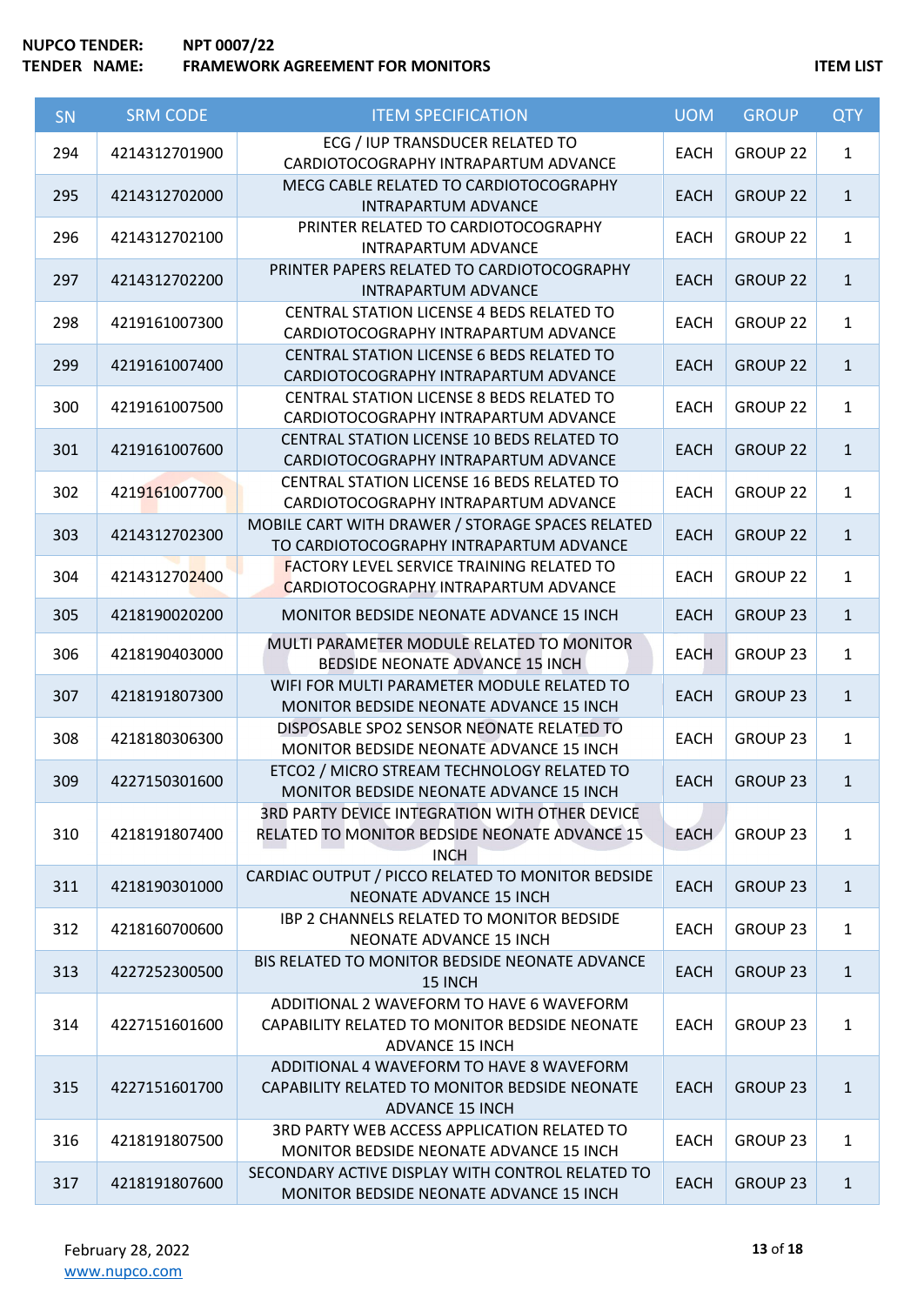NUPCO TENDER: NPT 0007/22
TENDER NAME: FRAMEWORK AGREEMENT FOR MONITORS

ITEM LIST

| SN | SRM CODE | ITEM SPECIFICATION | UOM | GROUP | QTY |
|---|---|---|---|---|---|
| 294 | 4214312701900 | ECG / IUP TRANSDUCER RELATED TO CARDIOTOCOGRAPHY INTRAPARTUM ADVANCE | EACH | GROUP 22 | 1 |
| 295 | 4214312702000 | MECG CABLE RELATED TO CARDIOTOCOGRAPHY INTRAPARTUM ADVANCE | EACH | GROUP 22 | 1 |
| 296 | 4214312702100 | PRINTER RELATED TO CARDIOTOCOGRAPHY INTRAPARTUM ADVANCE | EACH | GROUP 22 | 1 |
| 297 | 4214312702200 | PRINTER PAPERS RELATED TO CARDIOTOCOGRAPHY INTRAPARTUM ADVANCE | EACH | GROUP 22 | 1 |
| 298 | 4219161007300 | CENTRAL STATION LICENSE 4 BEDS RELATED TO CARDIOTOCOGRAPHY INTRAPARTUM ADVANCE | EACH | GROUP 22 | 1 |
| 299 | 4219161007400 | CENTRAL STATION LICENSE 6 BEDS RELATED TO CARDIOTOCOGRAPHY INTRAPARTUM ADVANCE | EACH | GROUP 22 | 1 |
| 300 | 4219161007500 | CENTRAL STATION LICENSE 8 BEDS RELATED TO CARDIOTOCOGRAPHY INTRAPARTUM ADVANCE | EACH | GROUP 22 | 1 |
| 301 | 4219161007600 | CENTRAL STATION LICENSE 10 BEDS RELATED TO CARDIOTOCOGRAPHY INTRAPARTUM ADVANCE | EACH | GROUP 22 | 1 |
| 302 | 4219161007700 | CENTRAL STATION LICENSE 16 BEDS RELATED TO CARDIOTOCOGRAPHY INTRAPARTUM ADVANCE | EACH | GROUP 22 | 1 |
| 303 | 4214312702300 | MOBILE CART WITH DRAWER / STORAGE SPACES RELATED TO CARDIOTOCOGRAPHY INTRAPARTUM ADVANCE | EACH | GROUP 22 | 1 |
| 304 | 4214312702400 | FACTORY LEVEL SERVICE TRAINING RELATED TO CARDIOTOCOGRAPHY INTRAPARTUM ADVANCE | EACH | GROUP 22 | 1 |
| 305 | 4218190020200 | MONITOR BEDSIDE NEONATE ADVANCE 15 INCH | EACH | GROUP 23 | 1 |
| 306 | 4218190403000 | MULTI PARAMETER MODULE RELATED TO MONITOR BEDSIDE NEONATE ADVANCE 15 INCH | EACH | GROUP 23 | 1 |
| 307 | 4218191807300 | WIFI FOR MULTI PARAMETER MODULE RELATED TO MONITOR BEDSIDE NEONATE ADVANCE 15 INCH | EACH | GROUP 23 | 1 |
| 308 | 4218180306300 | DISPOSABLE SPO2 SENSOR NEONATE RELATED TO MONITOR BEDSIDE NEONATE ADVANCE 15 INCH | EACH | GROUP 23 | 1 |
| 309 | 4227150301600 | ETCO2 / MICRO STREAM TECHNOLOGY RELATED TO MONITOR BEDSIDE NEONATE ADVANCE 15 INCH | EACH | GROUP 23 | 1 |
| 310 | 4218191807400 | 3RD PARTY DEVICE INTEGRATION WITH OTHER DEVICE RELATED TO MONITOR BEDSIDE NEONATE ADVANCE 15 INCH | EACH | GROUP 23 | 1 |
| 311 | 4218190301000 | CARDIAC OUTPUT / PICCO RELATED TO MONITOR BEDSIDE NEONATE ADVANCE 15 INCH | EACH | GROUP 23 | 1 |
| 312 | 4218160700600 | IBP 2 CHANNELS RELATED TO MONITOR BEDSIDE NEONATE ADVANCE 15 INCH | EACH | GROUP 23 | 1 |
| 313 | 4227252300500 | BIS RELATED TO MONITOR BEDSIDE NEONATE ADVANCE 15 INCH | EACH | GROUP 23 | 1 |
| 314 | 4227151601600 | ADDITIONAL 2 WAVEFORM TO HAVE 6 WAVEFORM CAPABILITY RELATED TO MONITOR BEDSIDE NEONATE ADVANCE 15 INCH | EACH | GROUP 23 | 1 |
| 315 | 4227151601700 | ADDITIONAL 4 WAVEFORM TO HAVE 8 WAVEFORM CAPABILITY RELATED TO MONITOR BEDSIDE NEONATE ADVANCE 15 INCH | EACH | GROUP 23 | 1 |
| 316 | 4218191807500 | 3RD PARTY WEB ACCESS APPLICATION RELATED TO MONITOR BEDSIDE NEONATE ADVANCE 15 INCH | EACH | GROUP 23 | 1 |
| 317 | 4218191807600 | SECONDARY ACTIVE DISPLAY WITH CONTROL RELATED TO MONITOR BEDSIDE NEONATE ADVANCE 15 INCH | EACH | GROUP 23 | 1 |

February 28, 2022
www.nupco.com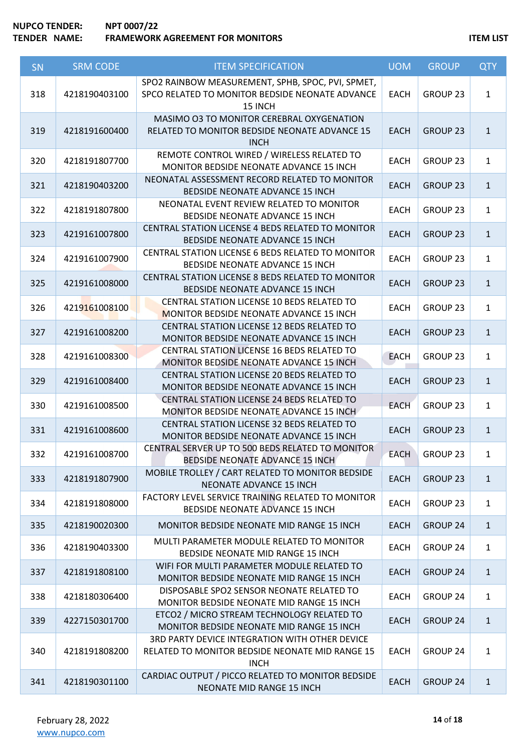| SN | SRM CODE | ITEM SPECIFICATION | UOM | GROUP | QTY |
|---|---|---|---|---|---|
| 318 | 4218190403100 | SPO2 RAINBOW MEASUREMENT, SPHB, SPOC, PVI, SPMET, SPCO RELATED TO MONITOR BEDSIDE NEONATE ADVANCE 15 INCH | EACH | GROUP 23 | 1 |
| 319 | 4218191600400 | MASIMO O3 TO MONITOR CEREBRAL OXYGENATION RELATED TO MONITOR BEDSIDE NEONATE ADVANCE 15 INCH | EACH | GROUP 23 | 1 |
| 320 | 4218191807700 | REMOTE CONTROL WIRED / WIRELESS RELATED TO MONITOR BEDSIDE NEONATE ADVANCE 15 INCH | EACH | GROUP 23 | 1 |
| 321 | 4218190403200 | NEONATAL ASSESSMENT RECORD RELATED TO MONITOR BEDSIDE NEONATE ADVANCE 15 INCH | EACH | GROUP 23 | 1 |
| 322 | 4218191807800 | NEONATAL EVENT REVIEW RELATED TO MONITOR BEDSIDE NEONATE ADVANCE 15 INCH | EACH | GROUP 23 | 1 |
| 323 | 4219161007800 | CENTRAL STATION LICENSE 4 BEDS RELATED TO MONITOR BEDSIDE NEONATE ADVANCE 15 INCH | EACH | GROUP 23 | 1 |
| 324 | 4219161007900 | CENTRAL STATION LICENSE 6 BEDS RELATED TO MONITOR BEDSIDE NEONATE ADVANCE 15 INCH | EACH | GROUP 23 | 1 |
| 325 | 4219161008000 | CENTRAL STATION LICENSE 8 BEDS RELATED TO MONITOR BEDSIDE NEONATE ADVANCE 15 INCH | EACH | GROUP 23 | 1 |
| 326 | 4219161008100 | CENTRAL STATION LICENSE 10 BEDS RELATED TO MONITOR BEDSIDE NEONATE ADVANCE 15 INCH | EACH | GROUP 23 | 1 |
| 327 | 4219161008200 | CENTRAL STATION LICENSE 12 BEDS RELATED TO MONITOR BEDSIDE NEONATE ADVANCE 15 INCH | EACH | GROUP 23 | 1 |
| 328 | 4219161008300 | CENTRAL STATION LICENSE 16 BEDS RELATED TO MONITOR BEDSIDE NEONATE ADVANCE 15 INCH | EACH | GROUP 23 | 1 |
| 329 | 4219161008400 | CENTRAL STATION LICENSE 20 BEDS RELATED TO MONITOR BEDSIDE NEONATE ADVANCE 15 INCH | EACH | GROUP 23 | 1 |
| 330 | 4219161008500 | CENTRAL STATION LICENSE 24 BEDS RELATED TO MONITOR BEDSIDE NEONATE ADVANCE 15 INCH | EACH | GROUP 23 | 1 |
| 331 | 4219161008600 | CENTRAL STATION LICENSE 32 BEDS RELATED TO MONITOR BEDSIDE NEONATE ADVANCE 15 INCH | EACH | GROUP 23 | 1 |
| 332 | 4219161008700 | CENTRAL SERVER UP TO 500 BEDS RELATED TO MONITOR BEDSIDE NEONATE ADVANCE 15 INCH | EACH | GROUP 23 | 1 |
| 333 | 4218191807900 | MOBILE TROLLEY / CART RELATED TO MONITOR BEDSIDE NEONATE ADVANCE 15 INCH | EACH | GROUP 23 | 1 |
| 334 | 4218191808000 | FACTORY LEVEL SERVICE TRAINING RELATED TO MONITOR BEDSIDE NEONATE ADVANCE 15 INCH | EACH | GROUP 23 | 1 |
| 335 | 4218190020300 | MONITOR BEDSIDE NEONATE MID RANGE 15 INCH | EACH | GROUP 24 | 1 |
| 336 | 4218190403300 | MULTI PARAMETER MODULE RELATED TO MONITOR BEDSIDE NEONATE MID RANGE 15 INCH | EACH | GROUP 24 | 1 |
| 337 | 4218191808100 | WIFI FOR MULTI PARAMETER MODULE RELATED TO MONITOR BEDSIDE NEONATE MID RANGE 15 INCH | EACH | GROUP 24 | 1 |
| 338 | 4218180306400 | DISPOSABLE SPO2 SENSOR NEONATE RELATED TO MONITOR BEDSIDE NEONATE MID RANGE 15 INCH | EACH | GROUP 24 | 1 |
| 339 | 4227150301700 | ETCO2 / MICRO STREAM TECHNOLOGY RELATED TO MONITOR BEDSIDE NEONATE MID RANGE 15 INCH | EACH | GROUP 24 | 1 |
| 340 | 4218191808200 | 3RD PARTY DEVICE INTEGRATION WITH OTHER DEVICE RELATED TO MONITOR BEDSIDE NEONATE MID RANGE 15 INCH | EACH | GROUP 24 | 1 |
| 341 | 4218190301100 | CARDIAC OUTPUT / PICCO RELATED TO MONITOR BEDSIDE NEONATE MID RANGE 15 INCH | EACH | GROUP 24 | 1 |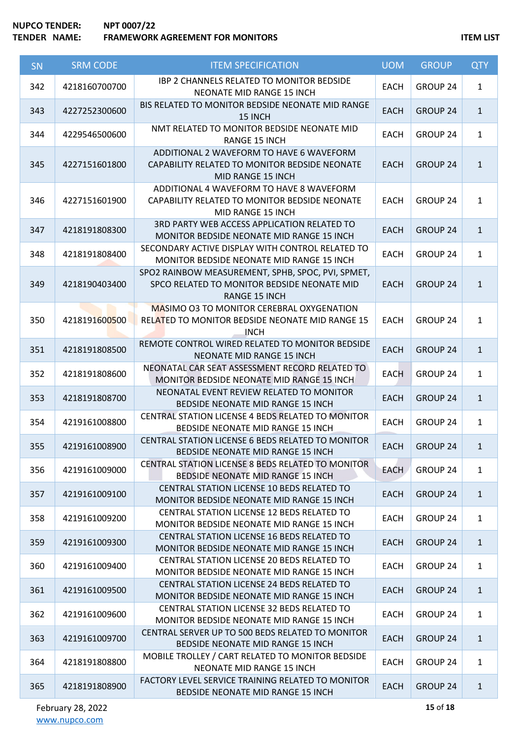NUPCO TENDER: NPT 0007/22
TENDER NAME: FRAMEWORK AGREEMENT FOR MONITORS

ITEM LIST

| SN | SRM CODE | ITEM SPECIFICATION | UOM | GROUP | QTY |
|---|---|---|---|---|---|
| 342 | 4218160700700 | IBP 2 CHANNELS RELATED TO MONITOR BEDSIDE NEONATE MID RANGE 15 INCH | EACH | GROUP 24 | 1 |
| 343 | 4227252300600 | BIS RELATED TO MONITOR BEDSIDE NEONATE MID RANGE 15 INCH | EACH | GROUP 24 | 1 |
| 344 | 4229546500600 | NMT RELATED TO MONITOR BEDSIDE NEONATE MID RANGE 15 INCH | EACH | GROUP 24 | 1 |
| 345 | 4227151601800 | ADDITIONAL 2 WAVEFORM TO HAVE 6 WAVEFORM CAPABILITY RELATED TO MONITOR BEDSIDE NEONATE MID RANGE 15 INCH | EACH | GROUP 24 | 1 |
| 346 | 4227151601900 | ADDITIONAL 4 WAVEFORM TO HAVE 8 WAVEFORM CAPABILITY RELATED TO MONITOR BEDSIDE NEONATE MID RANGE 15 INCH | EACH | GROUP 24 | 1 |
| 347 | 4218191808300 | 3RD PARTY WEB ACCESS APPLICATION RELATED TO MONITOR BEDSIDE NEONATE MID RANGE 15 INCH | EACH | GROUP 24 | 1 |
| 348 | 4218191808400 | SECONDARY ACTIVE DISPLAY WITH CONTROL RELATED TO MONITOR BEDSIDE NEONATE MID RANGE 15 INCH | EACH | GROUP 24 | 1 |
| 349 | 4218190403400 | SPO2 RAINBOW MEASUREMENT, SPHB, SPOC, PVI, SPMET, SPCO RELATED TO MONITOR BEDSIDE NEONATE MID RANGE 15 INCH | EACH | GROUP 24 | 1 |
| 350 | 4218191600500 | MASIMO O3 TO MONITOR CEREBRAL OXYGENATION RELATED TO MONITOR BEDSIDE NEONATE MID RANGE 15 INCH | EACH | GROUP 24 | 1 |
| 351 | 4218191808500 | REMOTE CONTROL WIRED RELATED TO MONITOR BEDSIDE NEONATE MID RANGE 15 INCH | EACH | GROUP 24 | 1 |
| 352 | 4218191808600 | NEONATAL CAR SEAT ASSESSMENT RECORD RELATED TO MONITOR BEDSIDE NEONATE MID RANGE 15 INCH | EACH | GROUP 24 | 1 |
| 353 | 4218191808700 | NEONATAL EVENT REVIEW RELATED TO MONITOR BEDSIDE NEONATE MID RANGE 15 INCH | EACH | GROUP 24 | 1 |
| 354 | 4219161008800 | CENTRAL STATION LICENSE 4 BEDS RELATED TO MONITOR BEDSIDE NEONATE MID RANGE 15 INCH | EACH | GROUP 24 | 1 |
| 355 | 4219161008900 | CENTRAL STATION LICENSE 6 BEDS RELATED TO MONITOR BEDSIDE NEONATE MID RANGE 15 INCH | EACH | GROUP 24 | 1 |
| 356 | 4219161009000 | CENTRAL STATION LICENSE 8 BEDS RELATED TO MONITOR BEDSIDE NEONATE MID RANGE 15 INCH | EACH | GROUP 24 | 1 |
| 357 | 4219161009100 | CENTRAL STATION LICENSE 10 BEDS RELATED TO MONITOR BEDSIDE NEONATE MID RANGE 15 INCH | EACH | GROUP 24 | 1 |
| 358 | 4219161009200 | CENTRAL STATION LICENSE 12 BEDS RELATED TO MONITOR BEDSIDE NEONATE MID RANGE 15 INCH | EACH | GROUP 24 | 1 |
| 359 | 4219161009300 | CENTRAL STATION LICENSE 16 BEDS RELATED TO MONITOR BEDSIDE NEONATE MID RANGE 15 INCH | EACH | GROUP 24 | 1 |
| 360 | 4219161009400 | CENTRAL STATION LICENSE 20 BEDS RELATED TO MONITOR BEDSIDE NEONATE MID RANGE 15 INCH | EACH | GROUP 24 | 1 |
| 361 | 4219161009500 | CENTRAL STATION LICENSE 24 BEDS RELATED TO MONITOR BEDSIDE NEONATE MID RANGE 15 INCH | EACH | GROUP 24 | 1 |
| 362 | 4219161009600 | CENTRAL STATION LICENSE 32 BEDS RELATED TO MONITOR BEDSIDE NEONATE MID RANGE 15 INCH | EACH | GROUP 24 | 1 |
| 363 | 4219161009700 | CENTRAL SERVER UP TO 500 BEDS RELATED TO MONITOR BEDSIDE NEONATE MID RANGE 15 INCH | EACH | GROUP 24 | 1 |
| 364 | 4218191808800 | MOBILE TROLLEY / CART RELATED TO MONITOR BEDSIDE NEONATE MID RANGE 15 INCH | EACH | GROUP 24 | 1 |
| 365 | 4218191808900 | FACTORY LEVEL SERVICE TRAINING RELATED TO MONITOR BEDSIDE NEONATE MID RANGE 15 INCH | EACH | GROUP 24 | 1 |

February 28, 2022
www.nupco.com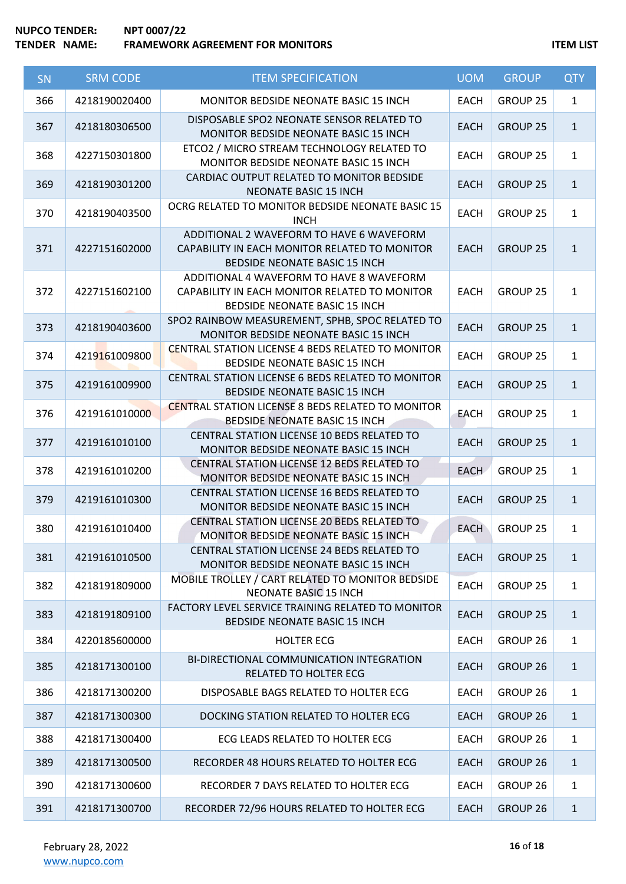| SN | SRM CODE | ITEM SPECIFICATION | UOM | GROUP | QTY |
|---|---|---|---|---|---|
| 366 | 4218190020400 | MONITOR BEDSIDE NEONATE BASIC 15 INCH | EACH | GROUP 25 | 1 |
| 367 | 4218180306500 | DISPOSABLE SPO2 NEONATE SENSOR RELATED TO MONITOR BEDSIDE NEONATE BASIC 15 INCH | EACH | GROUP 25 | 1 |
| 368 | 4227150301800 | ETCO2 / MICRO STREAM TECHNOLOGY RELATED TO MONITOR BEDSIDE NEONATE BASIC 15 INCH | EACH | GROUP 25 | 1 |
| 369 | 4218190301200 | CARDIAC OUTPUT RELATED TO MONITOR BEDSIDE NEONATE BASIC 15 INCH | EACH | GROUP 25 | 1 |
| 370 | 4218190403500 | OCRG RELATED TO MONITOR BEDSIDE NEONATE BASIC 15 INCH | EACH | GROUP 25 | 1 |
| 371 | 4227151602000 | ADDITIONAL 2 WAVEFORM TO HAVE 6 WAVEFORM CAPABILITY IN EACH MONITOR RELATED TO MONITOR BEDSIDE NEONATE BASIC 15 INCH | EACH | GROUP 25 | 1 |
| 372 | 4227151602100 | ADDITIONAL 4 WAVEFORM TO HAVE 8 WAVEFORM CAPABILITY IN EACH MONITOR RELATED TO MONITOR BEDSIDE NEONATE BASIC 15 INCH | EACH | GROUP 25 | 1 |
| 373 | 4218190403600 | SPO2 RAINBOW MEASUREMENT, SPHB, SPOC RELATED TO MONITOR BEDSIDE NEONATE BASIC 15 INCH | EACH | GROUP 25 | 1 |
| 374 | 4219161009800 | CENTRAL STATION LICENSE 4 BEDS RELATED TO MONITOR BEDSIDE NEONATE BASIC 15 INCH | EACH | GROUP 25 | 1 |
| 375 | 4219161009900 | CENTRAL STATION LICENSE 6 BEDS RELATED TO MONITOR BEDSIDE NEONATE BASIC 15 INCH | EACH | GROUP 25 | 1 |
| 376 | 4219161010000 | CENTRAL STATION LICENSE 8 BEDS RELATED TO MONITOR BEDSIDE NEONATE BASIC 15 INCH | EACH | GROUP 25 | 1 |
| 377 | 4219161010100 | CENTRAL STATION LICENSE 10 BEDS RELATED TO MONITOR BEDSIDE NEONATE BASIC 15 INCH | EACH | GROUP 25 | 1 |
| 378 | 4219161010200 | CENTRAL STATION LICENSE 12 BEDS RELATED TO MONITOR BEDSIDE NEONATE BASIC 15 INCH | EACH | GROUP 25 | 1 |
| 379 | 4219161010300 | CENTRAL STATION LICENSE 16 BEDS RELATED TO MONITOR BEDSIDE NEONATE BASIC 15 INCH | EACH | GROUP 25 | 1 |
| 380 | 4219161010400 | CENTRAL STATION LICENSE 20 BEDS RELATED TO MONITOR BEDSIDE NEONATE BASIC 15 INCH | EACH | GROUP 25 | 1 |
| 381 | 4219161010500 | CENTRAL STATION LICENSE 24 BEDS RELATED TO MONITOR BEDSIDE NEONATE BASIC 15 INCH | EACH | GROUP 25 | 1 |
| 382 | 4218191809000 | MOBILE TROLLEY / CART RELATED TO MONITOR BEDSIDE NEONATE BASIC 15 INCH | EACH | GROUP 25 | 1 |
| 383 | 4218191809100 | FACTORY LEVEL SERVICE TRAINING RELATED TO MONITOR BEDSIDE NEONATE BASIC 15 INCH | EACH | GROUP 25 | 1 |
| 384 | 4220185600000 | HOLTER ECG | EACH | GROUP 26 | 1 |
| 385 | 4218171300100 | BI-DIRECTIONAL COMMUNICATION INTEGRATION RELATED TO HOLTER ECG | EACH | GROUP 26 | 1 |
| 386 | 4218171300200 | DISPOSABLE BAGS RELATED TO HOLTER ECG | EACH | GROUP 26 | 1 |
| 387 | 4218171300300 | DOCKING STATION RELATED TO HOLTER ECG | EACH | GROUP 26 | 1 |
| 388 | 4218171300400 | ECG LEADS RELATED TO HOLTER ECG | EACH | GROUP 26 | 1 |
| 389 | 4218171300500 | RECORDER 48 HOURS RELATED TO HOLTER ECG | EACH | GROUP 26 | 1 |
| 390 | 4218171300600 | RECORDER 7 DAYS RELATED TO HOLTER ECG | EACH | GROUP 26 | 1 |
| 391 | 4218171300700 | RECORDER 72/96 HOURS RELATED TO HOLTER ECG | EACH | GROUP 26 | 1 |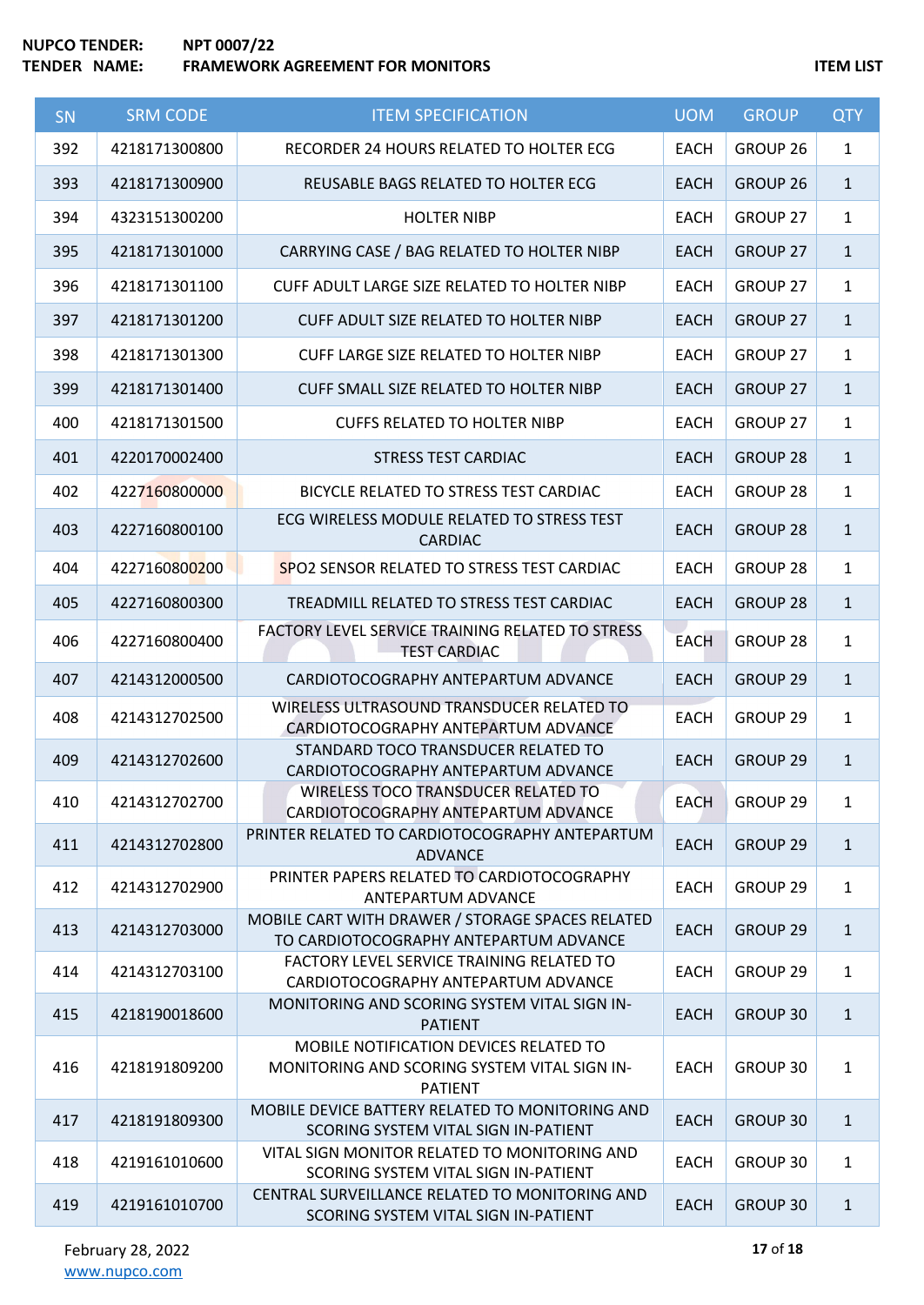**NUPCO TENDER:** **NPT 0007/22**
**TENDER NAME:** **FRAMEWORK AGREEMENT FOR MONITORS** **ITEM LIST**

| SN | SRM CODE | ITEM SPECIFICATION | UOM | GROUP | QTY |
|---|---|---|---|---|---|
| 392 | 4218171300800 | RECORDER 24 HOURS RELATED TO HOLTER ECG | EACH | GROUP 26 | 1 |
| 393 | 4218171300900 | REUSABLE BAGS RELATED TO HOLTER ECG | EACH | GROUP 26 | 1 |
| 394 | 4323151300200 | HOLTER NIBP | EACH | GROUP 27 | 1 |
| 395 | 4218171301000 | CARRYING CASE / BAG RELATED TO HOLTER NIBP | EACH | GROUP 27 | 1 |
| 396 | 4218171301100 | CUFF ADULT LARGE SIZE RELATED TO HOLTER NIBP | EACH | GROUP 27 | 1 |
| 397 | 4218171301200 | CUFF ADULT SIZE RELATED TO HOLTER NIBP | EACH | GROUP 27 | 1 |
| 398 | 4218171301300 | CUFF LARGE SIZE RELATED TO HOLTER NIBP | EACH | GROUP 27 | 1 |
| 399 | 4218171301400 | CUFF SMALL SIZE RELATED TO HOLTER NIBP | EACH | GROUP 27 | 1 |
| 400 | 4218171301500 | CUFFS RELATED TO HOLTER NIBP | EACH | GROUP 27 | 1 |
| 401 | 4220170002400 | STRESS TEST CARDIAC | EACH | GROUP 28 | 1 |
| 402 | 4227160800000 | BICYCLE RELATED TO STRESS TEST CARDIAC | EACH | GROUP 28 | 1 |
| 403 | 4227160800100 | ECG WIRELESS MODULE RELATED TO STRESS TEST CARDIAC | EACH | GROUP 28 | 1 |
| 404 | 4227160800200 | SPO2 SENSOR RELATED TO STRESS TEST CARDIAC | EACH | GROUP 28 | 1 |
| 405 | 4227160800300 | TREADMILL RELATED TO STRESS TEST CARDIAC | EACH | GROUP 28 | 1 |
| 406 | 4227160800400 | FACTORY LEVEL SERVICE TRAINING RELATED TO STRESS TEST CARDIAC | EACH | GROUP 28 | 1 |
| 407 | 4214312000500 | CARDIOTOCOGRAPHY ANTEPARTUM ADVANCE | EACH | GROUP 29 | 1 |
| 408 | 4214312702500 | WIRELESS ULTRASOUND TRANSDUCER RELATED TO CARDIOTOCOGRAPHY ANTEPARTUM ADVANCE | EACH | GROUP 29 | 1 |
| 409 | 4214312702600 | STANDARD TOCO TRANSDUCER RELATED TO CARDIOTOCOGRAPHY ANTEPARTUM ADVANCE | EACH | GROUP 29 | 1 |
| 410 | 4214312702700 | WIRELESS TOCO TRANSDUCER RELATED TO CARDIOTOCOGRAPHY ANTEPARTUM ADVANCE | EACH | GROUP 29 | 1 |
| 411 | 4214312702800 | PRINTER RELATED TO CARDIOTOCOGRAPHY ANTEPARTUM ADVANCE | EACH | GROUP 29 | 1 |
| 412 | 4214312702900 | PRINTER PAPERS RELATED TO CARDIOTOCOGRAPHY ANTEPARTUM ADVANCE | EACH | GROUP 29 | 1 |
| 413 | 4214312703000 | MOBILE CART WITH DRAWER / STORAGE SPACES RELATED TO CARDIOTOCOGRAPHY ANTEPARTUM ADVANCE | EACH | GROUP 29 | 1 |
| 414 | 4214312703100 | FACTORY LEVEL SERVICE TRAINING RELATED TO CARDIOTOCOGRAPHY ANTEPARTUM ADVANCE | EACH | GROUP 29 | 1 |
| 415 | 4218190018600 | MONITORING AND SCORING SYSTEM VITAL SIGN IN-PATIENT | EACH | GROUP 30 | 1 |
| 416 | 4218191809200 | MOBILE NOTIFICATION DEVICES RELATED TO MONITORING AND SCORING SYSTEM VITAL SIGN IN-PATIENT | EACH | GROUP 30 | 1 |
| 417 | 4218191809300 | MOBILE DEVICE BATTERY RELATED TO MONITORING AND SCORING SYSTEM VITAL SIGN IN-PATIENT | EACH | GROUP 30 | 1 |
| 418 | 4219161010600 | VITAL SIGN MONITOR RELATED TO MONITORING AND SCORING SYSTEM VITAL SIGN IN-PATIENT | EACH | GROUP 30 | 1 |
| 419 | 4219161010700 | CENTRAL SURVEILLANCE RELATED TO MONITORING AND SCORING SYSTEM VITAL SIGN IN-PATIENT | EACH | GROUP 30 | 1 |

February 28, 2022
www.nupco.com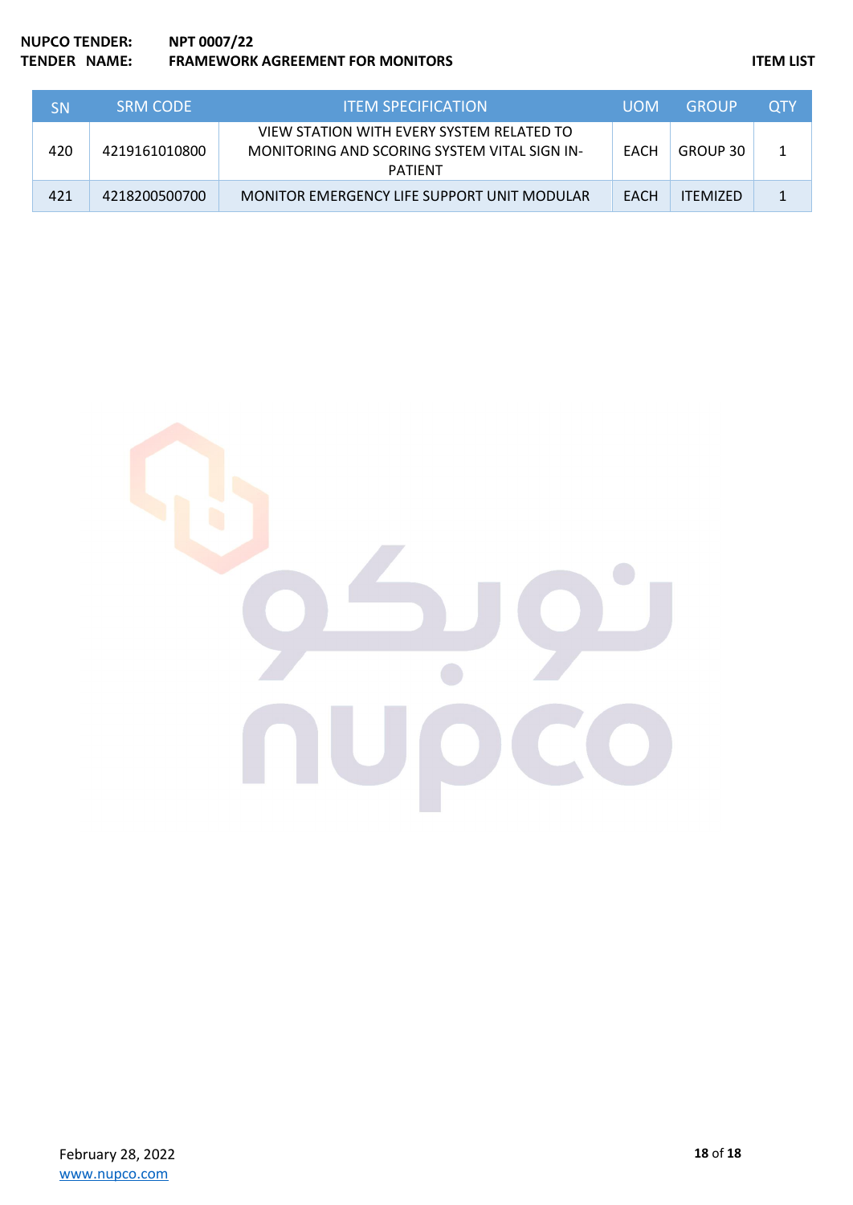| SN | SRM CODE | ITEM SPECIFICATION | UOM | GROUP | QTY |
|---|---|---|---|---|---|
| 420 | 4219161010800 | VIEW STATION WITH EVERY SYSTEM RELATED TO MONITORING AND SCORING SYSTEM VITAL SIGN IN-PATIENT | EACH | GROUP 30 | 1 |
| 421 | 4218200500700 | MONITOR EMERGENCY LIFE SUPPORT UNIT MODULAR | EACH | ITEMIZED | 1 |